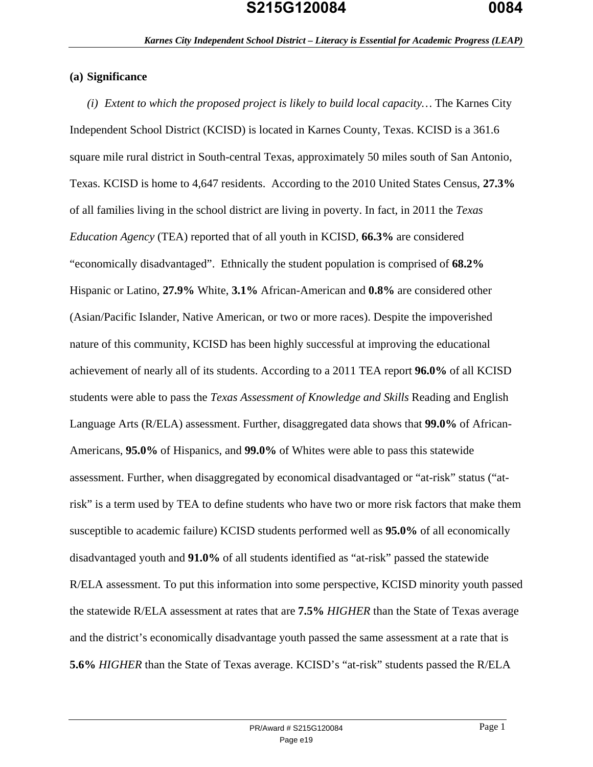## (a) Significance

*(i) Extent to which the proposed project is likely to build local capacity…* The Karnes City Independent School District (KCISD) is located in Karnes County, Texas. KCISD is a 361.6 square mile rural district in South-central Texas, approximately 50 miles south of San Antonio, Texas. KCISD is home to 4,647 residents. According to the 2010 United States Census, **27.3%** of all families living in the school district are living in poverty. In fact, in 2011 the *Texas Education Agency* (TEA) reported that of all youth in KCISD, **66.3%** are considered "economically disadvantaged". Ethnically the student population is comprised of **68.2%** Hispanic or Latino, **27.9%** White, **3.1%** African-American and **0.8%** are considered other (Asian/Pacific Islander, Native American, or two or more races). Despite the impoverished nature of this community, KCISD has been highly successful at improving the educational achievement of nearly all of its students. According to a 2011 TEA report **96.0%** of all KCISD students were able to pass the *Texas Assessment of Knowledge and Skills* Reading and English Language Arts (R/ELA) assessment. Further, disaggregated data shows that **99.0%** of African-Americans, **95.0%** of Hispanics, and **99.0%** of Whites were able to pass this statewide assessment. Further, when disaggregated by economical disadvantaged or "at-risk" status ("at-risk" is a term used by TEA to define students who have two or more risk factors that make them susceptible to academic failure) KCISD students performed well as **95.0%** of all economically disadvantaged youth and **91.0%** of all students identified as "at-risk" passed the statewide R/ELA assessment. To put this information into some perspective, KCISD minority youth passed the statewide R/ELA assessment at rates that are **7.5%** *HIGHER* than the State of Texas average and the district's economically disadvantage youth passed the same assessment at a rate that is **5.6%** *HIGHER* than the State of Texas average. KCISD's "at-risk" students passed the R/ELA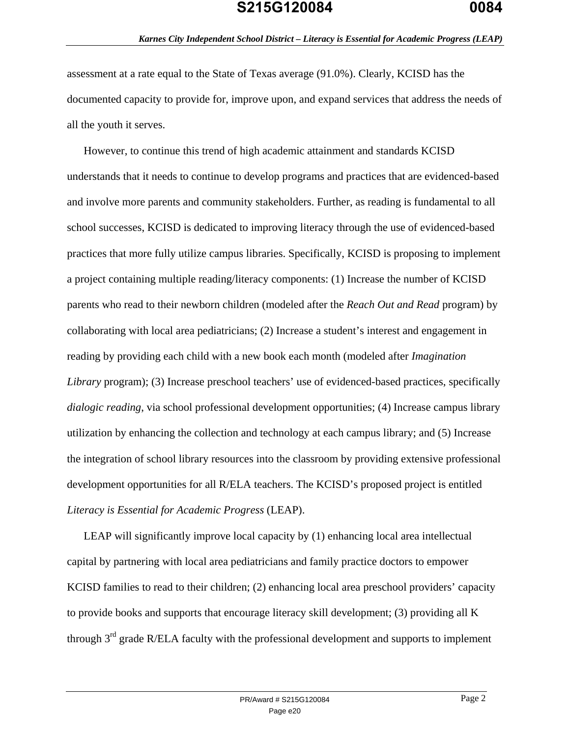assessment at a rate equal to the State of Texas average (91.0%). Clearly, KCISD has the documented capacity to provide for, improve upon, and expand services that address the needs of all the youth it serves.

However, to continue this trend of high academic attainment and standards KCISD understands that it needs to continue to develop programs and practices that are evidenced-based and involve more parents and community stakeholders. Further, as reading is fundamental to all school successes, KCISD is dedicated to improving literacy through the use of evidenced-based practices that more fully utilize campus libraries. Specifically, KCISD is proposing to implement a project containing multiple reading/literacy components: (1) Increase the number of KCISD parents who read to their newborn children (modeled after the *Reach Out and Read* program) by collaborating with local area pediatricians; (2) Increase a student's interest and engagement in reading by providing each child with a new book each month (modeled after *Imagination Library* program); (3) Increase preschool teachers' use of evidenced-based practices, specifically *dialogic reading*, via school professional development opportunities; (4) Increase campus library utilization by enhancing the collection and technology at each campus library; and (5) Increase the integration of school library resources into the classroom by providing extensive professional development opportunities for all R/ELA teachers. The KCISD's proposed project is entitled *Literacy is Essential for Academic Progress* (LEAP).

LEAP will significantly improve local capacity by (1) enhancing local area intellectual capital by partnering with local area pediatricians and family practice doctors to empower KCISD families to read to their children; (2) enhancing local area preschool providers' capacity to provide books and supports that encourage literacy skill development; (3) providing all K through 3rd grade R/ELA faculty with the professional development and supports to implement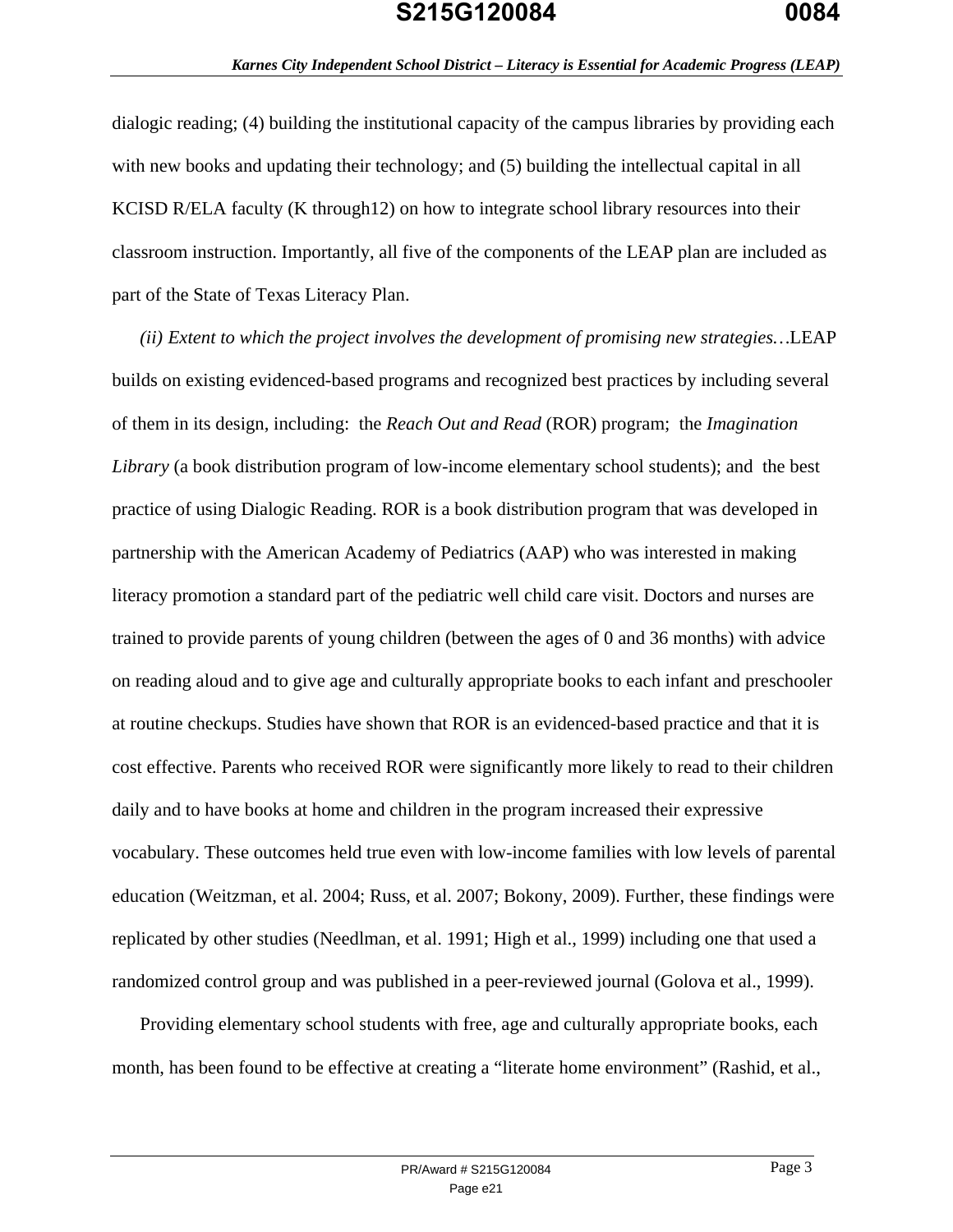dialogic reading; (4) building the institutional capacity of the campus libraries by providing each with new books and updating their technology; and (5) building the intellectual capital in all KCISD R/ELA faculty (K through12) on how to integrate school library resources into their classroom instruction. Importantly, all five of the components of the LEAP plan are included as part of the State of Texas Literacy Plan.

*(ii) Extent to which the project involves the development of promising new strategies…*LEAP builds on existing evidenced-based programs and recognized best practices by including several of them in its design, including: the *Reach Out and Read* (ROR) program; the *Imagination Library* (a book distribution program of low-income elementary school students); and the best practice of using Dialogic Reading. ROR is a book distribution program that was developed in partnership with the American Academy of Pediatrics (AAP) who was interested in making literacy promotion a standard part of the pediatric well child care visit. Doctors and nurses are trained to provide parents of young children (between the ages of 0 and 36 months) with advice on reading aloud and to give age and culturally appropriate books to each infant and preschooler at routine checkups. Studies have shown that ROR is an evidenced-based practice and that it is cost effective. Parents who received ROR were significantly more likely to read to their children daily and to have books at home and children in the program increased their expressive vocabulary. These outcomes held true even with low-income families with low levels of parental education (Weitzman, et al. 2004; Russ, et al. 2007; Bokony, 2009). Further, these findings were replicated by other studies (Needlman, et al. 1991; High et al., 1999) including one that used a randomized control group and was published in a peer-reviewed journal (Golova et al., 1999).

Providing elementary school students with free, age and culturally appropriate books, each month, has been found to be effective at creating a "literate home environment" (Rashid, et al.,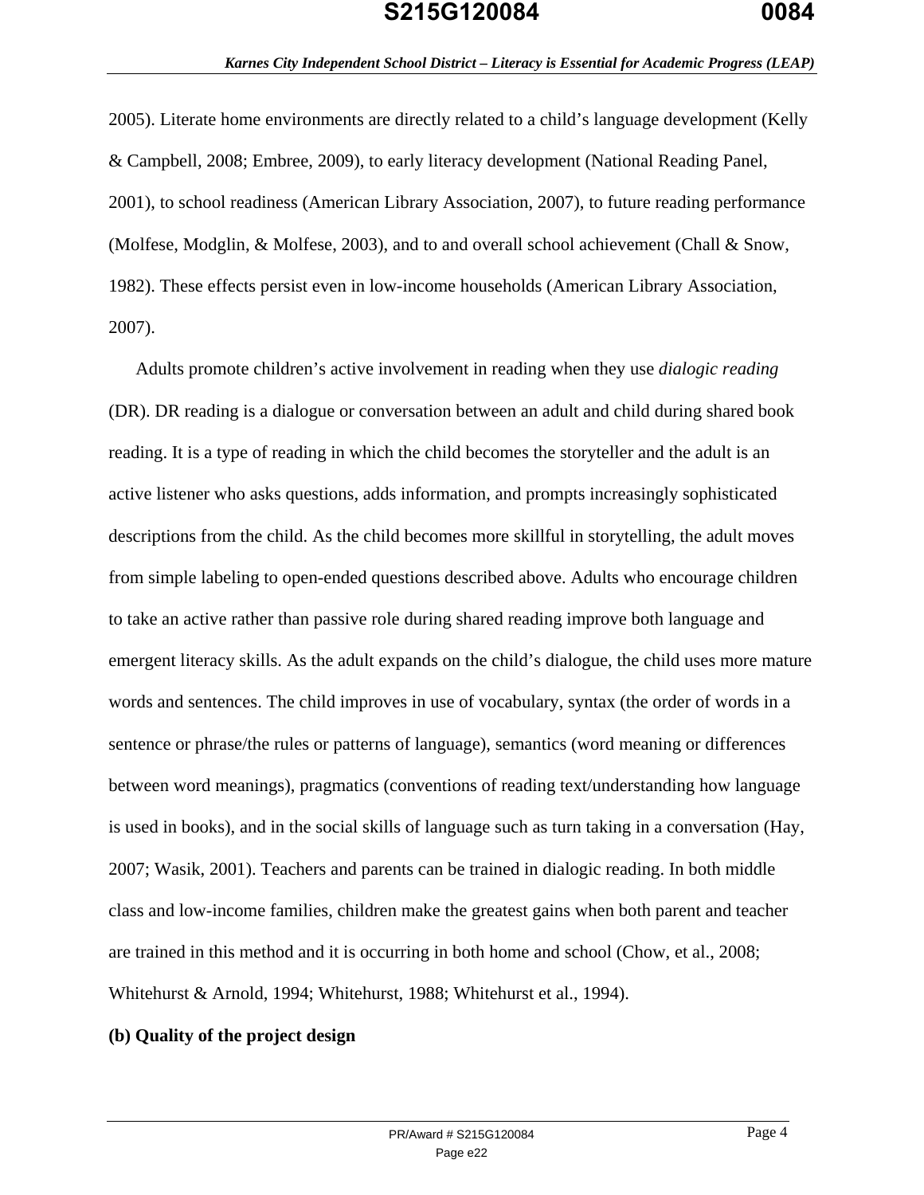2005). Literate home environments are directly related to a child's language development (Kelly & Campbell, 2008; Embree, 2009), to early literacy development (National Reading Panel, 2001), to school readiness (American Library Association, 2007), to future reading performance (Molfese, Modglin, & Molfese, 2003), and to and overall school achievement (Chall & Snow, 1982). These effects persist even in low-income households (American Library Association, 2007).

Adults promote children's active involvement in reading when they use *dialogic reading* (DR). DR reading is a dialogue or conversation between an adult and child during shared book reading. It is a type of reading in which the child becomes the storyteller and the adult is an active listener who asks questions, adds information, and prompts increasingly sophisticated descriptions from the child. As the child becomes more skillful in storytelling, the adult moves from simple labeling to open-ended questions described above. Adults who encourage children to take an active rather than passive role during shared reading improve both language and emergent literacy skills. As the adult expands on the child's dialogue, the child uses more mature words and sentences. The child improves in use of vocabulary, syntax (the order of words in a sentence or phrase/the rules or patterns of language), semantics (word meaning or differences between word meanings), pragmatics (conventions of reading text/understanding how language is used in books), and in the social skills of language such as turn taking in a conversation (Hay, 2007; Wasik, 2001). Teachers and parents can be trained in dialogic reading. In both middle class and low-income families, children make the greatest gains when both parent and teacher are trained in this method and it is occurring in both home and school (Chow, et al., 2008; Whitehurst & Arnold, 1994; Whitehurst, 1988; Whitehurst et al., 1994).

**(b) Quality of the project design**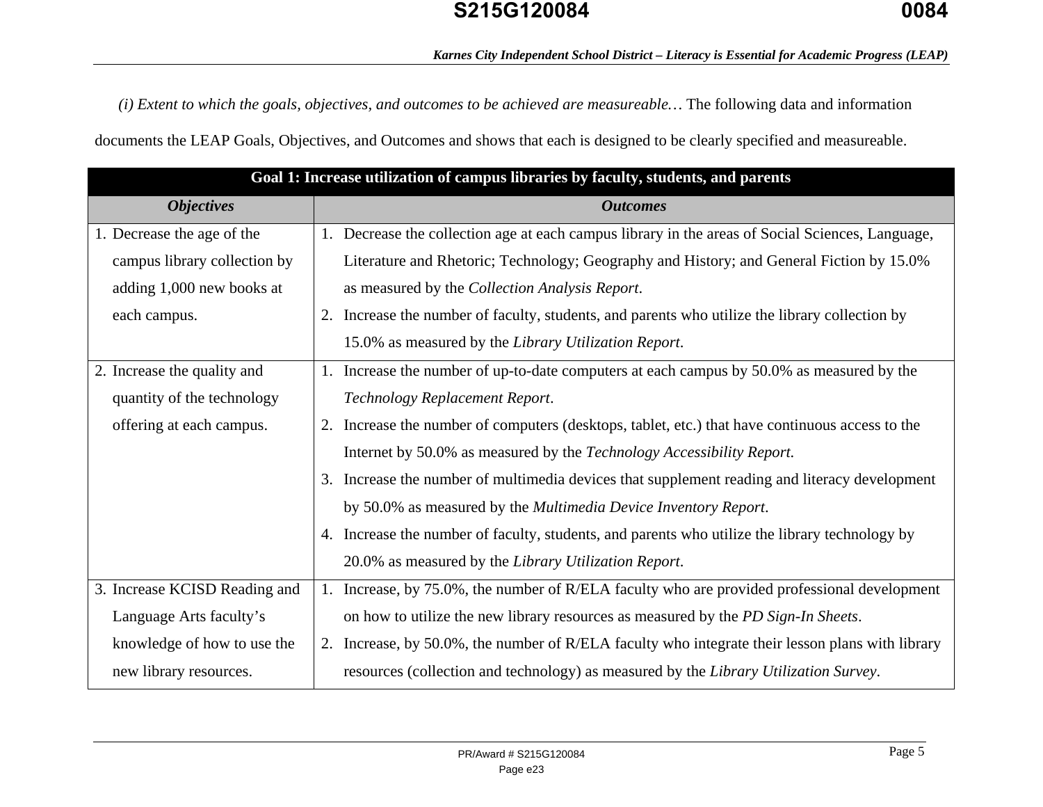*(i) Extent to which the goals, objectives, and outcomes to be achieved are measureable…* The following data and information documents the LEAP Goals, Objectives, and Outcomes and shows that each is designed to be clearly specified and measureable.

| **Goal 1: Increase utilization of campus libraries by faculty, students, and parents** | |
|---|---|
| ***Objectives*** | ***Outcomes*** |
| 1. Decrease the age of the campus library collection by adding 1,000 new books at each campus. | 1. Decrease the collection age at each campus library in the areas of Social Sciences, Language, Literature and Rhetoric; Technology; Geography and History; and General Fiction by 15.0% as measured by the *Collection Analysis Report*.<br>2. Increase the number of faculty, students, and parents who utilize the library collection by 15.0% as measured by the *Library Utilization Report*. |
| 2. Increase the quality and quantity of the technology offering at each campus. | 1. Increase the number of up-to-date computers at each campus by 50.0% as measured by the *Technology Replacement Report*.<br>2. Increase the number of computers (desktops, tablet, etc.) that have continuous access to the Internet by 50.0% as measured by the *Technology Accessibility Report.*<br>3. Increase the number of multimedia devices that supplement reading and literacy development by 50.0% as measured by the *Multimedia Device Inventory Report*.<br>4. Increase the number of faculty, students, and parents who utilize the library technology by 20.0% as measured by the *Library Utilization Report*. |
| 3. Increase KCISD Reading and Language Arts faculty's knowledge of how to use the new library resources. | 1. Increase, by 75.0%, the number of R/ELA faculty who are provided professional development on how to utilize the new library resources as measured by the *PD Sign-In Sheets*.<br>2. Increase, by 50.0%, the number of R/ELA faculty who integrate their lesson plans with library resources (collection and technology) as measured by the *Library Utilization Survey*. |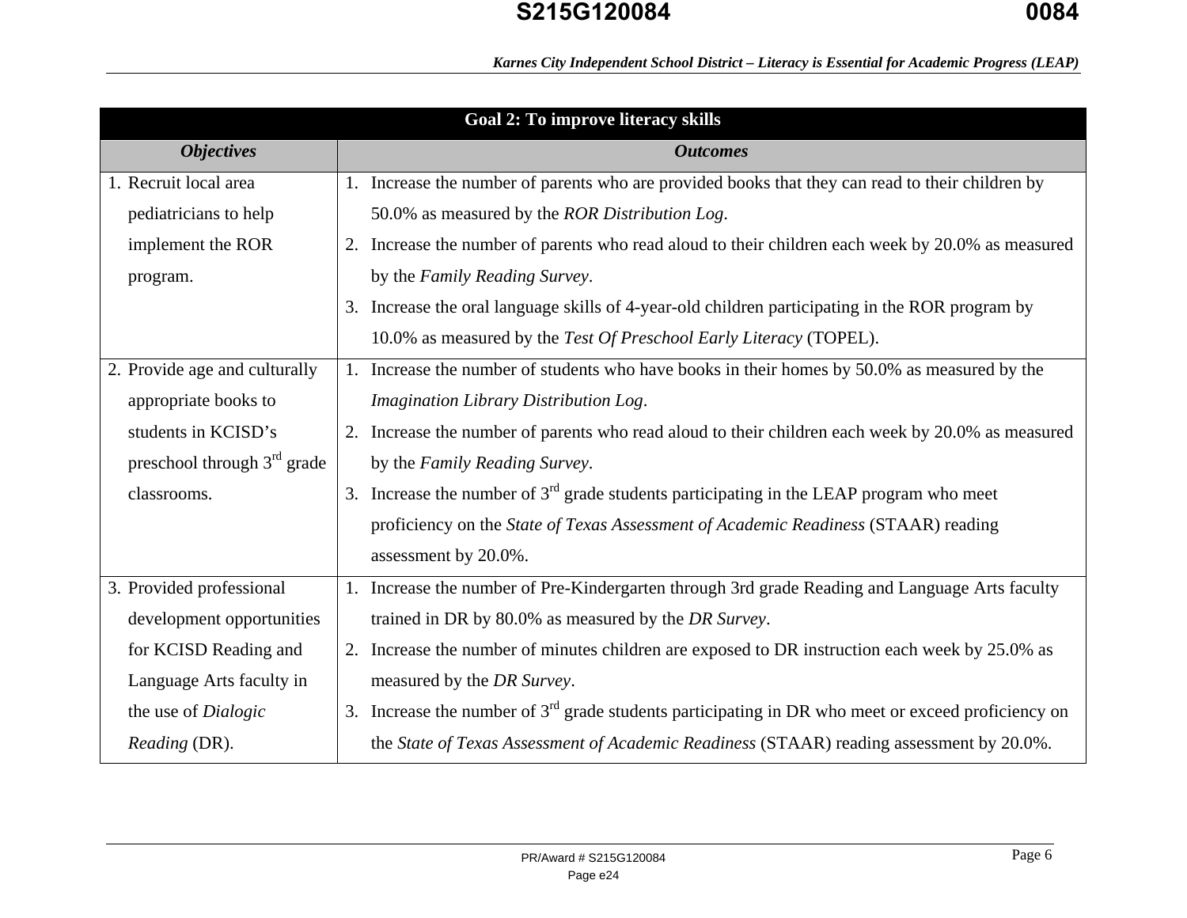| Goal 2: To improve literacy skills | |
|---|---|
| ***Objectives*** | ***Outcomes*** |
| 1. Recruit local area pediatricians to help implement the ROR program. | 1. Increase the number of parents who are provided books that they can read to their children by 50.0% as measured by the *ROR Distribution Log*.<br>2. Increase the number of parents who read aloud to their children each week by 20.0% as measured by the *Family Reading Survey*.<br>3. Increase the oral language skills of 4-year-old children participating in the ROR program by 10.0% as measured by the *Test Of Preschool Early Literacy* (TOPEL). |
| 2. Provide age and culturally appropriate books to students in KCISD's preschool through 3rd grade classrooms. | 1. Increase the number of students who have books in their homes by 50.0% as measured by the *Imagination Library Distribution Log*.<br>2. Increase the number of parents who read aloud to their children each week by 20.0% as measured by the *Family Reading Survey*.<br>3. Increase the number of 3rd grade students participating in the LEAP program who meet proficiency on the *State of Texas Assessment of Academic Readiness* (STAAR) reading assessment by 20.0%. |
| 3. Provided professional development opportunities for KCISD Reading and Language Arts faculty in the use of *Dialogic Reading* (DR). | 1. Increase the number of Pre-Kindergarten through 3rd grade Reading and Language Arts faculty trained in DR by 80.0% as measured by the *DR Survey*.<br>2. Increase the number of minutes children are exposed to DR instruction each week by 25.0% as measured by the *DR Survey*.<br>3. Increase the number of 3rd grade students participating in DR who meet or exceed proficiency on the *State of Texas Assessment of Academic Readiness* (STAAR) reading assessment by 20.0%. |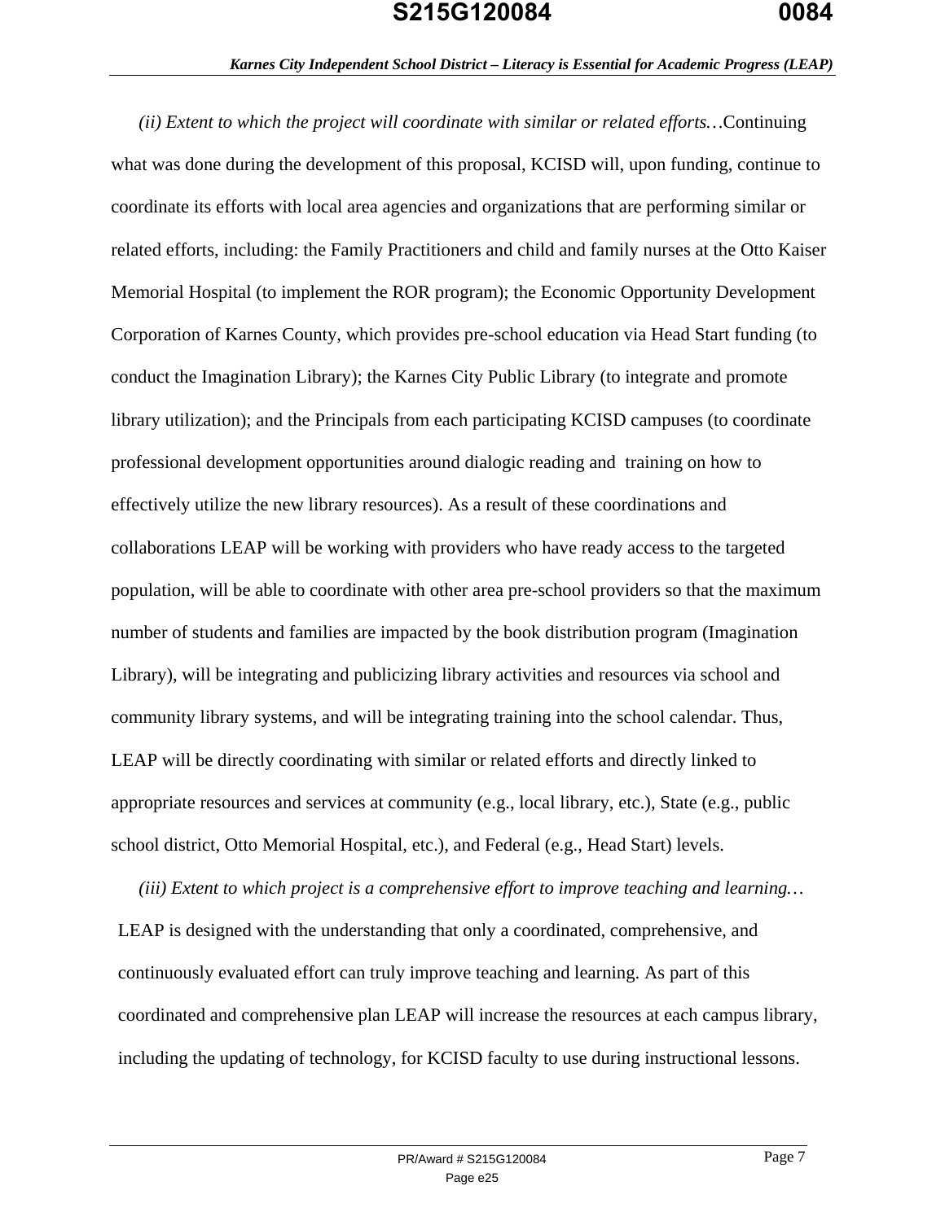*(ii) Extent to which the project will coordinate with similar or related efforts…*Continuing what was done during the development of this proposal, KCISD will, upon funding, continue to coordinate its efforts with local area agencies and organizations that are performing similar or related efforts, including: the Family Practitioners and child and family nurses at the Otto Kaiser Memorial Hospital (to implement the ROR program); the Economic Opportunity Development Corporation of Karnes County, which provides pre-school education via Head Start funding (to conduct the Imagination Library); the Karnes City Public Library (to integrate and promote library utilization); and the Principals from each participating KCISD campuses (to coordinate professional development opportunities around dialogic reading and training on how to effectively utilize the new library resources). As a result of these coordinations and collaborations LEAP will be working with providers who have ready access to the targeted population, will be able to coordinate with other area pre-school providers so that the maximum number of students and families are impacted by the book distribution program (Imagination Library), will be integrating and publicizing library activities and resources via school and community library systems, and will be integrating training into the school calendar. Thus, LEAP will be directly coordinating with similar or related efforts and directly linked to appropriate resources and services at community (e.g., local library, etc.), State (e.g., public school district, Otto Memorial Hospital, etc.), and Federal (e.g., Head Start) levels.

*(iii) Extent to which project is a comprehensive effort to improve teaching and learning…* LEAP is designed with the understanding that only a coordinated, comprehensive, and continuously evaluated effort can truly improve teaching and learning. As part of this coordinated and comprehensive plan LEAP will increase the resources at each campus library, including the updating of technology, for KCISD faculty to use during instructional lessons.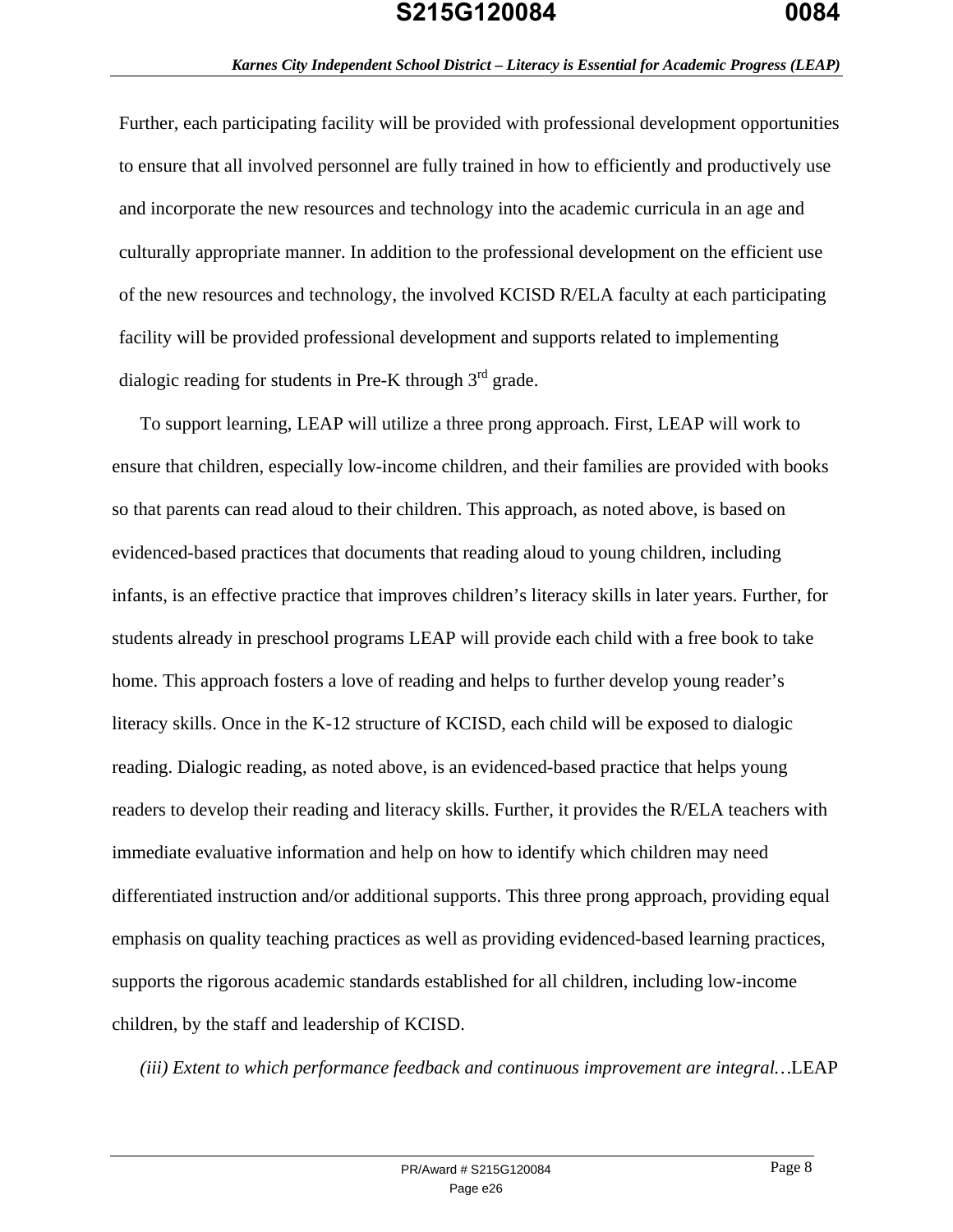Further, each participating facility will be provided with professional development opportunities to ensure that all involved personnel are fully trained in how to efficiently and productively use and incorporate the new resources and technology into the academic curricula in an age and culturally appropriate manner. In addition to the professional development on the efficient use of the new resources and technology, the involved KCISD R/ELA faculty at each participating facility will be provided professional development and supports related to implementing dialogic reading for students in Pre-K through 3rd grade.

To support learning, LEAP will utilize a three prong approach. First, LEAP will work to ensure that children, especially low-income children, and their families are provided with books so that parents can read aloud to their children. This approach, as noted above, is based on evidenced-based practices that documents that reading aloud to young children, including infants, is an effective practice that improves children's literacy skills in later years. Further, for students already in preschool programs LEAP will provide each child with a free book to take home. This approach fosters a love of reading and helps to further develop young reader's literacy skills. Once in the K-12 structure of KCISD, each child will be exposed to dialogic reading. Dialogic reading, as noted above, is an evidenced-based practice that helps young readers to develop their reading and literacy skills. Further, it provides the R/ELA teachers with immediate evaluative information and help on how to identify which children may need differentiated instruction and/or additional supports. This three prong approach, providing equal emphasis on quality teaching practices as well as providing evidenced-based learning practices, supports the rigorous academic standards established for all children, including low-income children, by the staff and leadership of KCISD.

*(iii) Extent to which performance feedback and continuous improvement are integral…*LEAP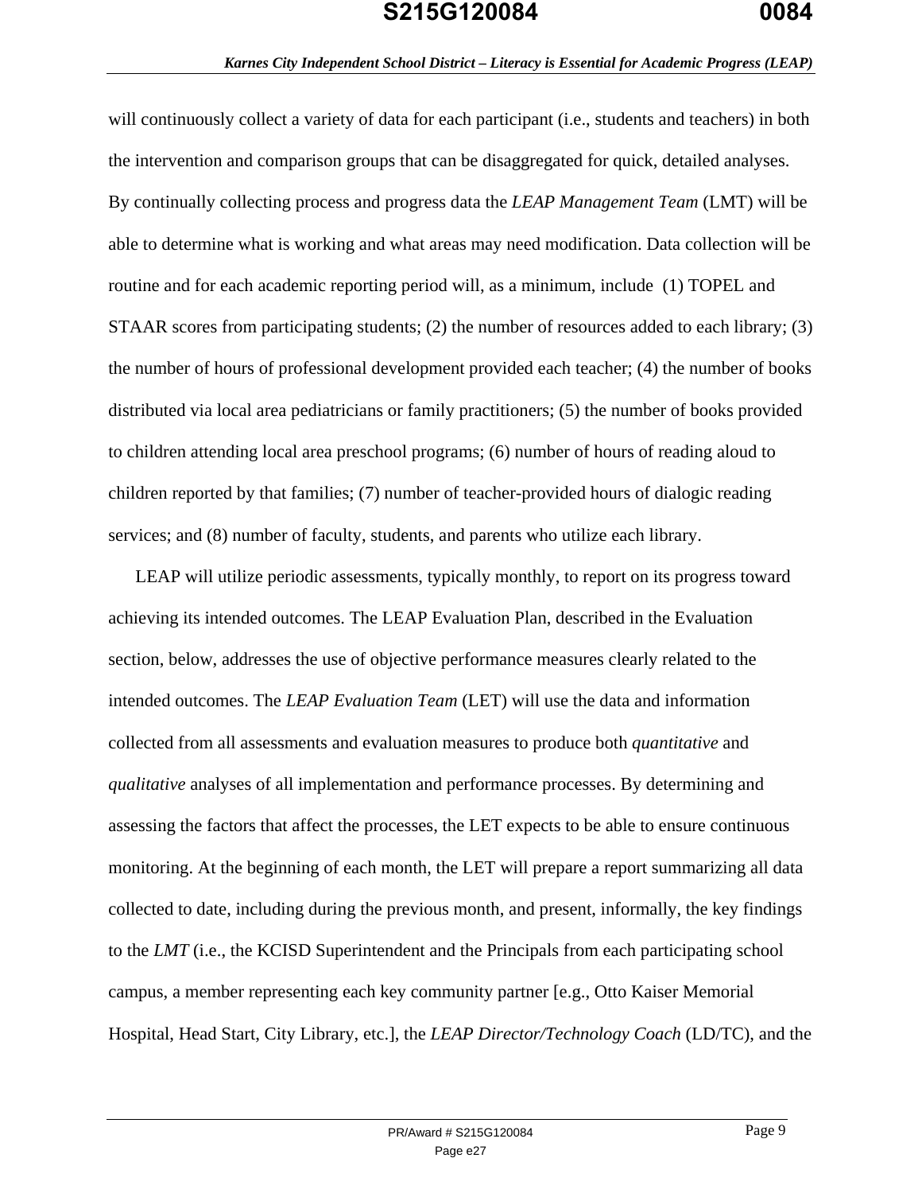will continuously collect a variety of data for each participant (i.e., students and teachers) in both the intervention and comparison groups that can be disaggregated for quick, detailed analyses. By continually collecting process and progress data the *LEAP Management Team* (LMT) will be able to determine what is working and what areas may need modification. Data collection will be routine and for each academic reporting period will, as a minimum, include (1) TOPEL and STAAR scores from participating students; (2) the number of resources added to each library; (3) the number of hours of professional development provided each teacher; (4) the number of books distributed via local area pediatricians or family practitioners; (5) the number of books provided to children attending local area preschool programs; (6) number of hours of reading aloud to children reported by that families; (7) number of teacher-provided hours of dialogic reading services; and (8) number of faculty, students, and parents who utilize each library.

LEAP will utilize periodic assessments, typically monthly, to report on its progress toward achieving its intended outcomes. The LEAP Evaluation Plan, described in the Evaluation section, below, addresses the use of objective performance measures clearly related to the intended outcomes. The *LEAP Evaluation Team* (LET) will use the data and information collected from all assessments and evaluation measures to produce both *quantitative* and *qualitative* analyses of all implementation and performance processes. By determining and assessing the factors that affect the processes, the LET expects to be able to ensure continuous monitoring. At the beginning of each month, the LET will prepare a report summarizing all data collected to date, including during the previous month, and present, informally, the key findings to the *LMT* (i.e., the KCISD Superintendent and the Principals from each participating school campus, a member representing each key community partner [e.g., Otto Kaiser Memorial Hospital, Head Start, City Library, etc.], the *LEAP Director/Technology Coach* (LD/TC), and the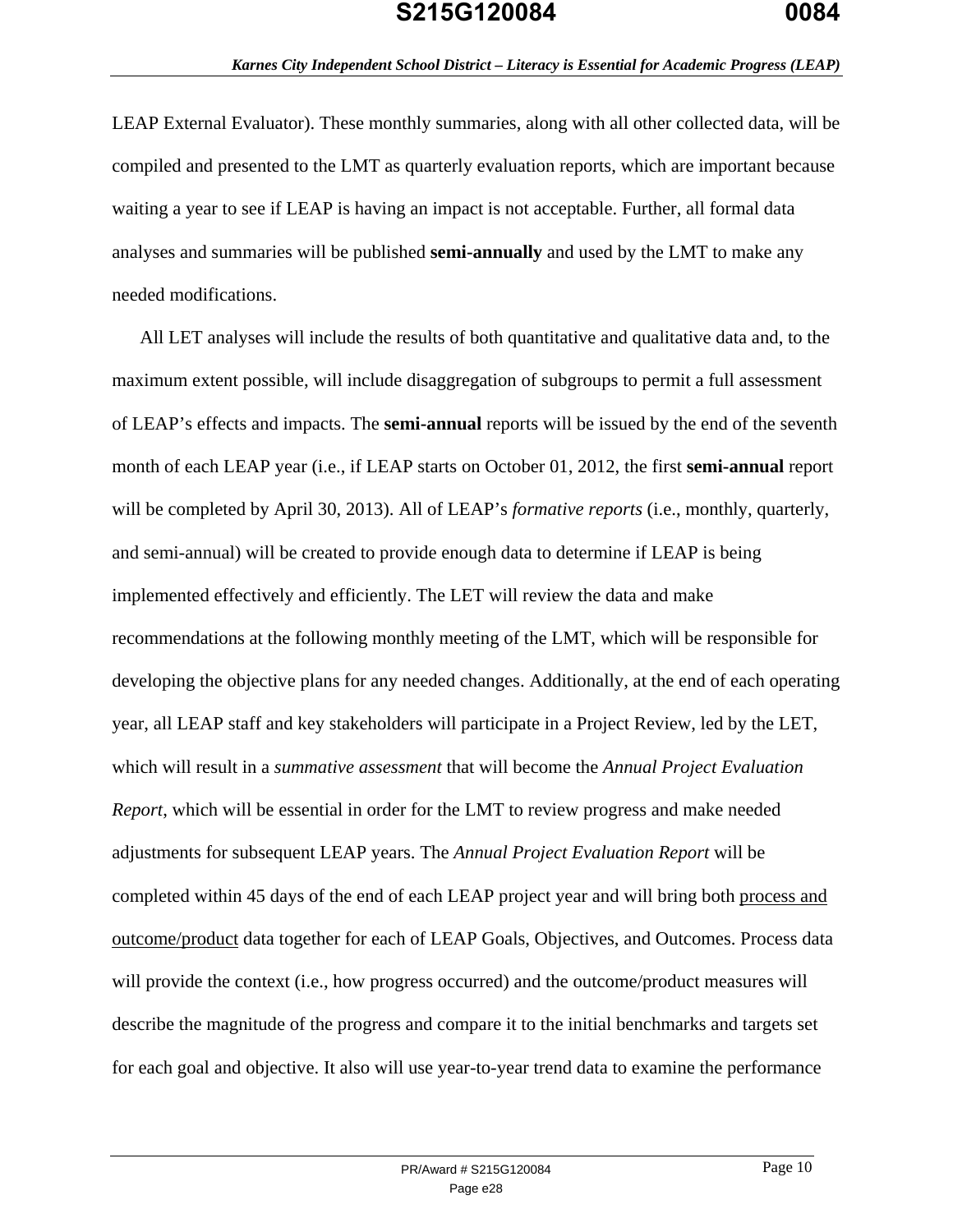LEAP External Evaluator). These monthly summaries, along with all other collected data, will be compiled and presented to the LMT as quarterly evaluation reports, which are important because waiting a year to see if LEAP is having an impact is not acceptable. Further, all formal data analyses and summaries will be published **semi-annually** and used by the LMT to make any needed modifications.

All LET analyses will include the results of both quantitative and qualitative data and, to the maximum extent possible, will include disaggregation of subgroups to permit a full assessment of LEAP's effects and impacts. The **semi-annual** reports will be issued by the end of the seventh month of each LEAP year (i.e., if LEAP starts on October 01, 2012, the first **semi-annual** report will be completed by April 30, 2013). All of LEAP's *formative reports* (i.e., monthly, quarterly, and semi-annual) will be created to provide enough data to determine if LEAP is being implemented effectively and efficiently. The LET will review the data and make recommendations at the following monthly meeting of the LMT, which will be responsible for developing the objective plans for any needed changes. Additionally, at the end of each operating year, all LEAP staff and key stakeholders will participate in a Project Review, led by the LET, which will result in a *summative assessment* that will become the *Annual Project Evaluation Report*, which will be essential in order for the LMT to review progress and make needed adjustments for subsequent LEAP years. The *Annual Project Evaluation Report* will be completed within 45 days of the end of each LEAP project year and will bring both process and outcome/product data together for each of LEAP Goals, Objectives, and Outcomes. Process data will provide the context (i.e., how progress occurred) and the outcome/product measures will describe the magnitude of the progress and compare it to the initial benchmarks and targets set for each goal and objective. It also will use year-to-year trend data to examine the performance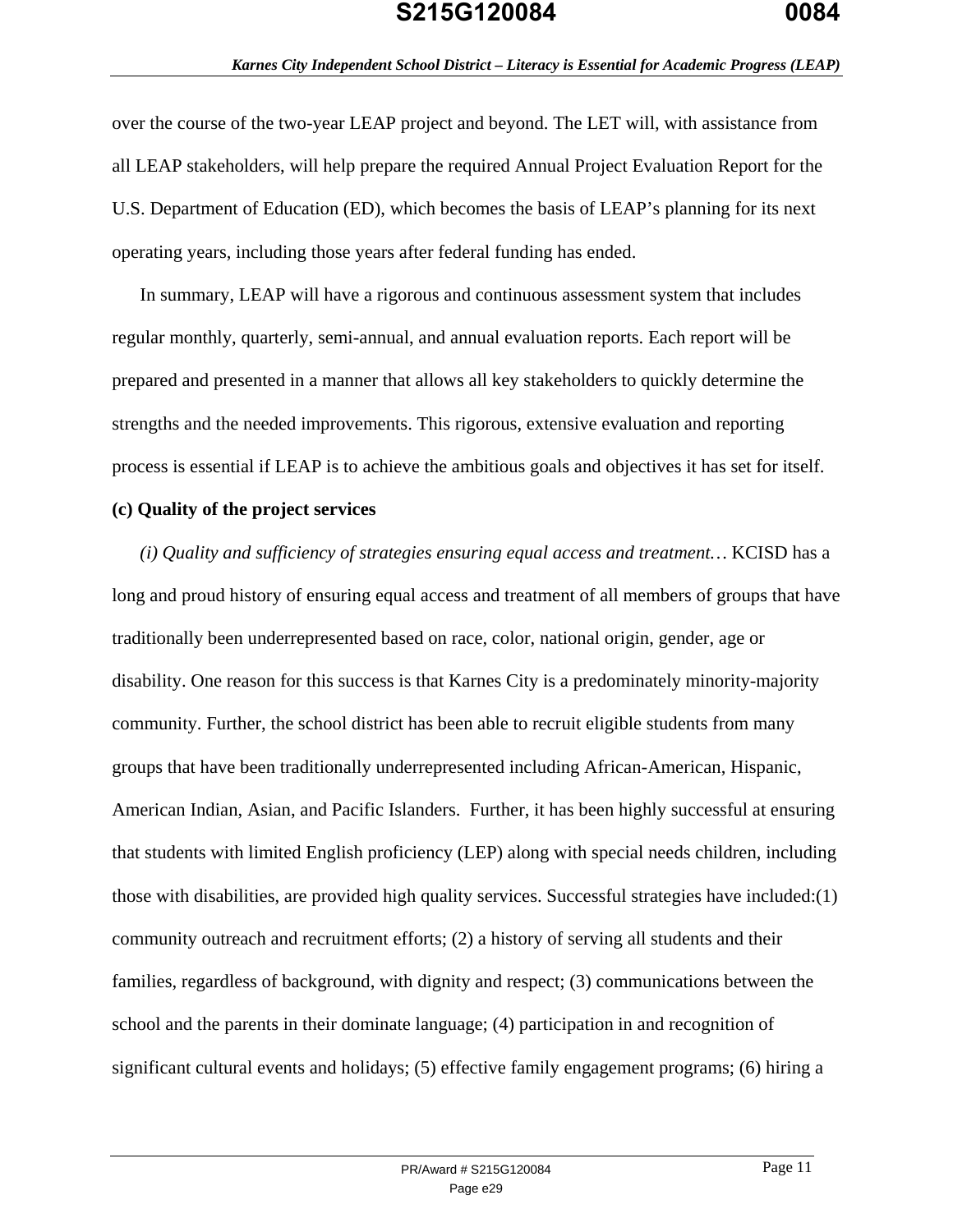over the course of the two-year LEAP project and beyond. The LET will, with assistance from all LEAP stakeholders, will help prepare the required Annual Project Evaluation Report for the U.S. Department of Education (ED), which becomes the basis of LEAP's planning for its next operating years, including those years after federal funding has ended.

In summary, LEAP will have a rigorous and continuous assessment system that includes regular monthly, quarterly, semi-annual, and annual evaluation reports. Each report will be prepared and presented in a manner that allows all key stakeholders to quickly determine the strengths and the needed improvements. This rigorous, extensive evaluation and reporting process is essential if LEAP is to achieve the ambitious goals and objectives it has set for itself.

**(c) Quality of the project services**

*(i) Quality and sufficiency of strategies ensuring equal access and treatment…* KCISD has a long and proud history of ensuring equal access and treatment of all members of groups that have traditionally been underrepresented based on race, color, national origin, gender, age or disability. One reason for this success is that Karnes City is a predominately minority-majority community. Further, the school district has been able to recruit eligible students from many groups that have been traditionally underrepresented including African-American, Hispanic, American Indian, Asian, and Pacific Islanders. Further, it has been highly successful at ensuring that students with limited English proficiency (LEP) along with special needs children, including those with disabilities, are provided high quality services. Successful strategies have included:(1) community outreach and recruitment efforts; (2) a history of serving all students and their families, regardless of background, with dignity and respect; (3) communications between the school and the parents in their dominate language; (4) participation in and recognition of significant cultural events and holidays; (5) effective family engagement programs; (6) hiring a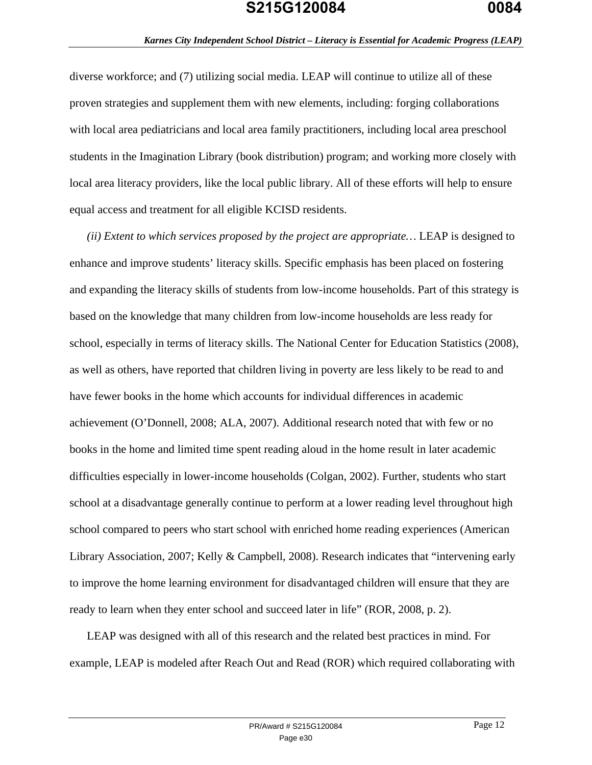diverse workforce; and (7) utilizing social media. LEAP will continue to utilize all of these proven strategies and supplement them with new elements, including: forging collaborations with local area pediatricians and local area family practitioners, including local area preschool students in the Imagination Library (book distribution) program; and working more closely with local area literacy providers, like the local public library. All of these efforts will help to ensure equal access and treatment for all eligible KCISD residents.

*(ii) Extent to which services proposed by the project are appropriate…* LEAP is designed to enhance and improve students' literacy skills. Specific emphasis has been placed on fostering and expanding the literacy skills of students from low-income households. Part of this strategy is based on the knowledge that many children from low-income households are less ready for school, especially in terms of literacy skills. The National Center for Education Statistics (2008), as well as others, have reported that children living in poverty are less likely to be read to and have fewer books in the home which accounts for individual differences in academic achievement (O'Donnell, 2008; ALA, 2007). Additional research noted that with few or no books in the home and limited time spent reading aloud in the home result in later academic difficulties especially in lower-income households (Colgan, 2002). Further, students who start school at a disadvantage generally continue to perform at a lower reading level throughout high school compared to peers who start school with enriched home reading experiences (American Library Association, 2007; Kelly & Campbell, 2008). Research indicates that "intervening early to improve the home learning environment for disadvantaged children will ensure that they are ready to learn when they enter school and succeed later in life" (ROR, 2008, p. 2).

LEAP was designed with all of this research and the related best practices in mind. For example, LEAP is modeled after Reach Out and Read (ROR) which required collaborating with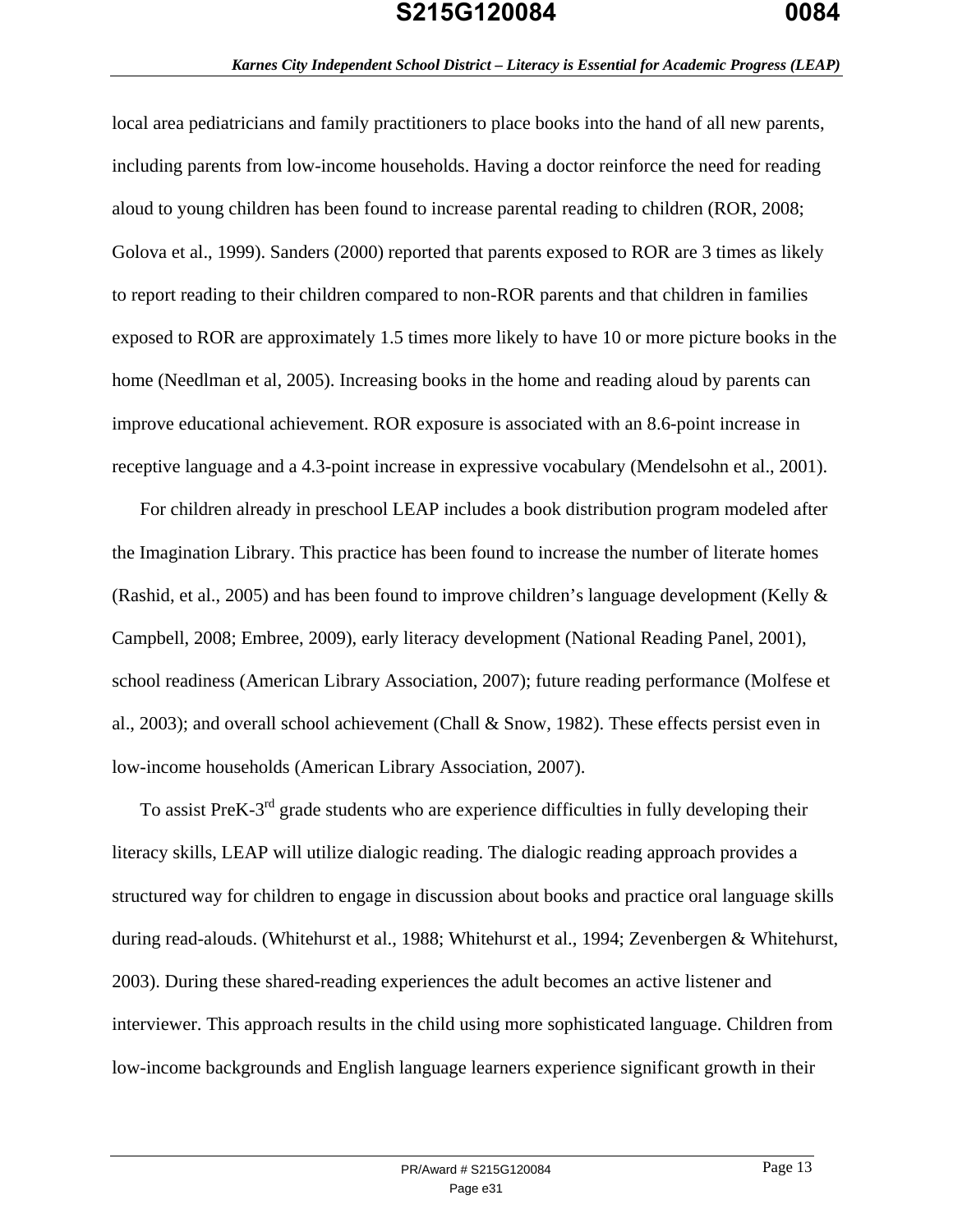local area pediatricians and family practitioners to place books into the hand of all new parents, including parents from low-income households. Having a doctor reinforce the need for reading aloud to young children has been found to increase parental reading to children (ROR, 2008; Golova et al., 1999). Sanders (2000) reported that parents exposed to ROR are 3 times as likely to report reading to their children compared to non-ROR parents and that children in families exposed to ROR are approximately 1.5 times more likely to have 10 or more picture books in the home (Needlman et al, 2005). Increasing books in the home and reading aloud by parents can improve educational achievement. ROR exposure is associated with an 8.6-point increase in receptive language and a 4.3-point increase in expressive vocabulary (Mendelsohn et al., 2001).

For children already in preschool LEAP includes a book distribution program modeled after the Imagination Library. This practice has been found to increase the number of literate homes (Rashid, et al., 2005) and has been found to improve children's language development (Kelly & Campbell, 2008; Embree, 2009), early literacy development (National Reading Panel, 2001), school readiness (American Library Association, 2007); future reading performance (Molfese et al., 2003); and overall school achievement (Chall & Snow, 1982). These effects persist even in low-income households (American Library Association, 2007).

To assist PreK-3rd grade students who are experience difficulties in fully developing their literacy skills, LEAP will utilize dialogic reading. The dialogic reading approach provides a structured way for children to engage in discussion about books and practice oral language skills during read-alouds. (Whitehurst et al., 1988; Whitehurst et al., 1994; Zevenbergen & Whitehurst, 2003). During these shared-reading experiences the adult becomes an active listener and interviewer. This approach results in the child using more sophisticated language. Children from low-income backgrounds and English language learners experience significant growth in their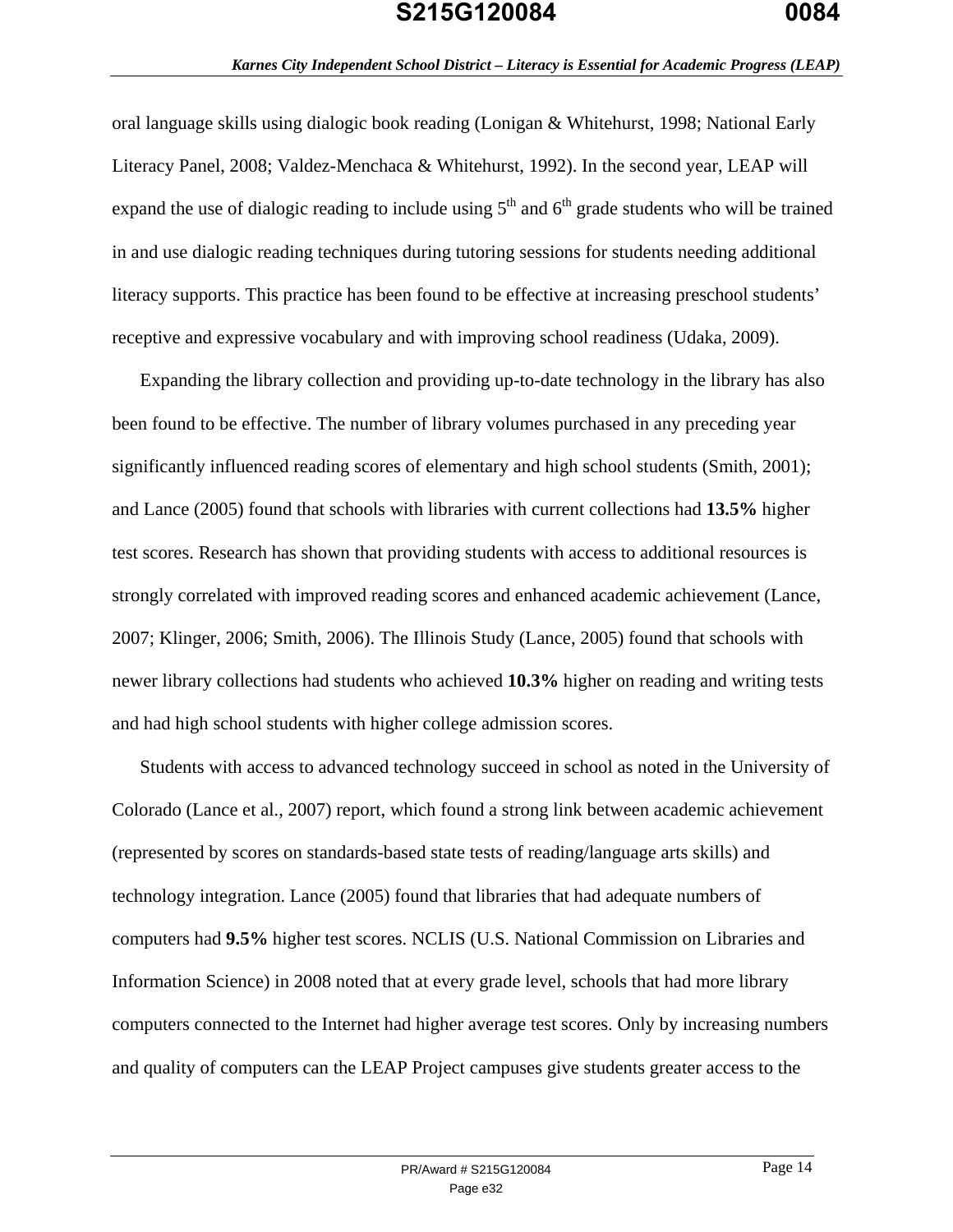oral language skills using dialogic book reading (Lonigan & Whitehurst, 1998; National Early Literacy Panel, 2008; Valdez-Menchaca & Whitehurst, 1992). In the second year, LEAP will expand the use of dialogic reading to include using 5th and 6th grade students who will be trained in and use dialogic reading techniques during tutoring sessions for students needing additional literacy supports. This practice has been found to be effective at increasing preschool students' receptive and expressive vocabulary and with improving school readiness (Udaka, 2009).

Expanding the library collection and providing up-to-date technology in the library has also been found to be effective. The number of library volumes purchased in any preceding year significantly influenced reading scores of elementary and high school students (Smith, 2001); and Lance (2005) found that schools with libraries with current collections had **13.5%** higher test scores. Research has shown that providing students with access to additional resources is strongly correlated with improved reading scores and enhanced academic achievement (Lance, 2007; Klinger, 2006; Smith, 2006). The Illinois Study (Lance, 2005) found that schools with newer library collections had students who achieved **10.3%** higher on reading and writing tests and had high school students with higher college admission scores.

Students with access to advanced technology succeed in school as noted in the University of Colorado (Lance et al., 2007) report, which found a strong link between academic achievement (represented by scores on standards-based state tests of reading/language arts skills) and technology integration. Lance (2005) found that libraries that had adequate numbers of computers had **9.5%** higher test scores. NCLIS (U.S. National Commission on Libraries and Information Science) in 2008 noted that at every grade level, schools that had more library computers connected to the Internet had higher average test scores. Only by increasing numbers and quality of computers can the LEAP Project campuses give students greater access to the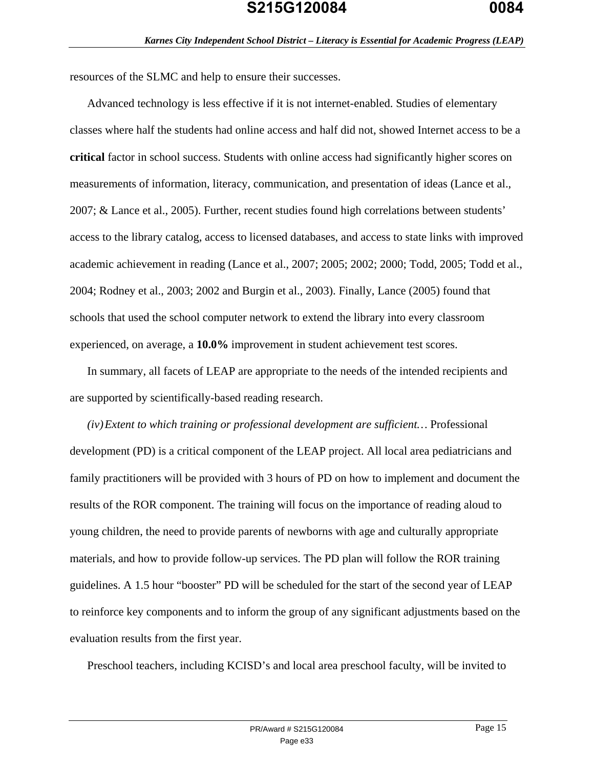resources of the SLMC and help to ensure their successes.

Advanced technology is less effective if it is not internet-enabled. Studies of elementary classes where half the students had online access and half did not, showed Internet access to be a **critical** factor in school success. Students with online access had significantly higher scores on measurements of information, literacy, communication, and presentation of ideas (Lance et al., 2007; & Lance et al., 2005). Further, recent studies found high correlations between students' access to the library catalog, access to licensed databases, and access to state links with improved academic achievement in reading (Lance et al., 2007; 2005; 2002; 2000; Todd, 2005; Todd et al., 2004; Rodney et al., 2003; 2002 and Burgin et al., 2003). Finally, Lance (2005) found that schools that used the school computer network to extend the library into every classroom experienced, on average, a **10.0%** improvement in student achievement test scores.

In summary, all facets of LEAP are appropriate to the needs of the intended recipients and are supported by scientifically-based reading research.

*(iv) Extent to which training or professional development are sufficient…* Professional development (PD) is a critical component of the LEAP project. All local area pediatricians and family practitioners will be provided with 3 hours of PD on how to implement and document the results of the ROR component. The training will focus on the importance of reading aloud to young children, the need to provide parents of newborns with age and culturally appropriate materials, and how to provide follow-up services. The PD plan will follow the ROR training guidelines. A 1.5 hour "booster" PD will be scheduled for the start of the second year of LEAP to reinforce key components and to inform the group of any significant adjustments based on the evaluation results from the first year.

Preschool teachers, including KCISD's and local area preschool faculty, will be invited to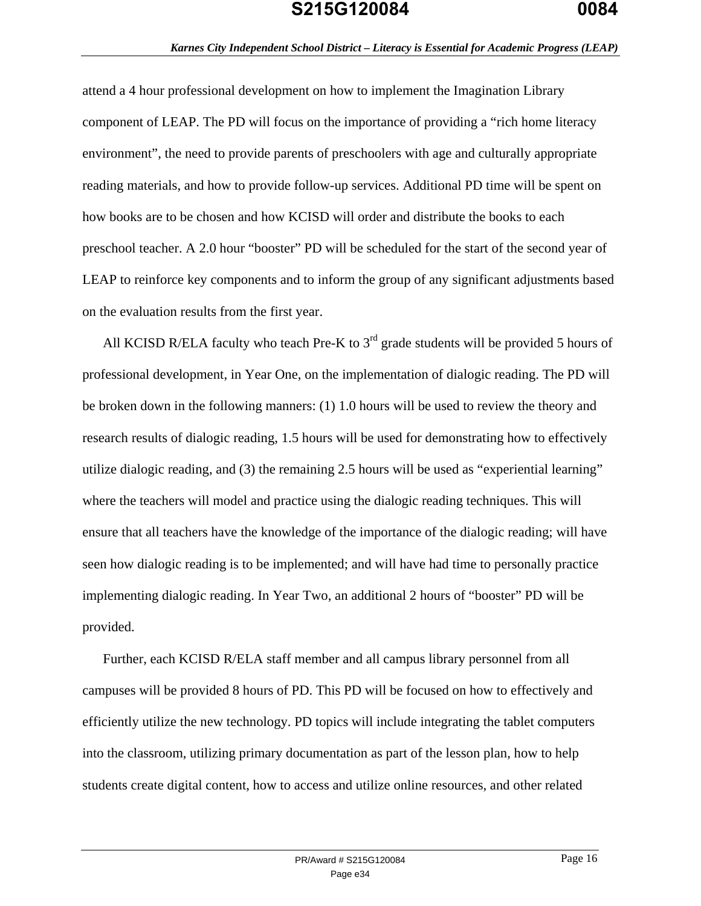attend a 4 hour professional development on how to implement the Imagination Library component of LEAP. The PD will focus on the importance of providing a “rich home literacy environment”, the need to provide parents of preschoolers with age and culturally appropriate reading materials, and how to provide follow-up services. Additional PD time will be spent on how books are to be chosen and how KCISD will order and distribute the books to each preschool teacher. A 2.0 hour “booster” PD will be scheduled for the start of the second year of LEAP to reinforce key components and to inform the group of any significant adjustments based on the evaluation results from the first year.

All KCISD R/ELA faculty who teach Pre-K to 3rd grade students will be provided 5 hours of professional development, in Year One, on the implementation of dialogic reading. The PD will be broken down in the following manners: (1) 1.0 hours will be used to review the theory and research results of dialogic reading, 1.5 hours will be used for demonstrating how to effectively utilize dialogic reading, and (3) the remaining 2.5 hours will be used as “experiential learning” where the teachers will model and practice using the dialogic reading techniques. This will ensure that all teachers have the knowledge of the importance of the dialogic reading; will have seen how dialogic reading is to be implemented; and will have had time to personally practice implementing dialogic reading. In Year Two, an additional 2 hours of “booster” PD will be provided.

Further, each KCISD R/ELA staff member and all campus library personnel from all campuses will be provided 8 hours of PD. This PD will be focused on how to effectively and efficiently utilize the new technology. PD topics will include integrating the tablet computers into the classroom, utilizing primary documentation as part of the lesson plan, how to help students create digital content, how to access and utilize online resources, and other related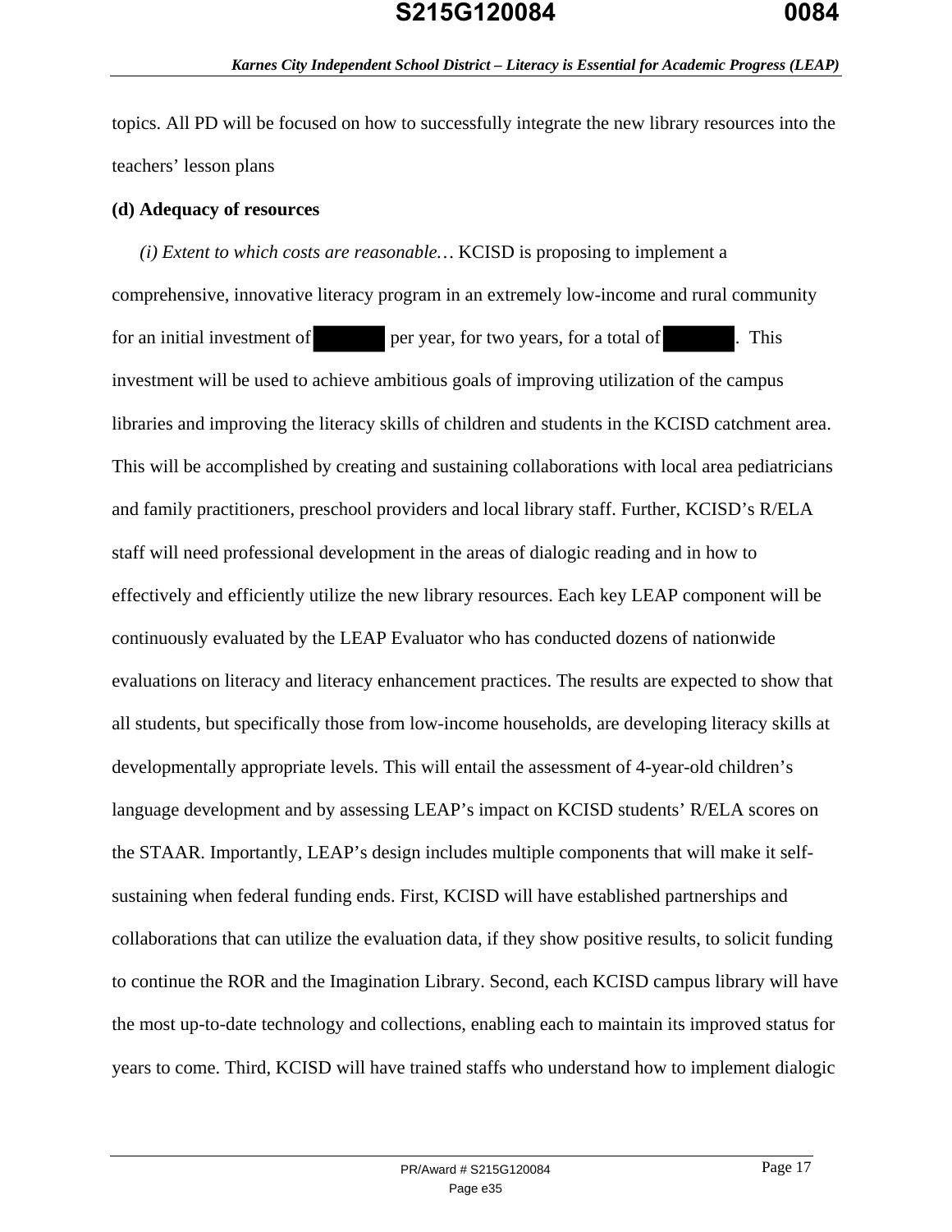topics. All PD will be focused on how to successfully integrate the new library resources into the teachers' lesson plans

**(d) Adequacy of resources**

*(i) Extent to which costs are reasonable…* KCISD is proposing to implement a comprehensive, innovative literacy program in an extremely low-income and rural community for an initial investment of ██████ per year, for two years, for a total of ██████. This investment will be used to achieve ambitious goals of improving utilization of the campus libraries and improving the literacy skills of children and students in the KCISD catchment area. This will be accomplished by creating and sustaining collaborations with local area pediatricians and family practitioners, preschool providers and local library staff. Further, KCISD's R/ELA staff will need professional development in the areas of dialogic reading and in how to effectively and efficiently utilize the new library resources. Each key LEAP component will be continuously evaluated by the LEAP Evaluator who has conducted dozens of nationwide evaluations on literacy and literacy enhancement practices. The results are expected to show that all students, but specifically those from low-income households, are developing literacy skills at developmentally appropriate levels. This will entail the assessment of 4-year-old children's language development and by assessing LEAP's impact on KCISD students' R/ELA scores on the STAAR. Importantly, LEAP's design includes multiple components that will make it self-sustaining when federal funding ends. First, KCISD will have established partnerships and collaborations that can utilize the evaluation data, if they show positive results, to solicit funding to continue the ROR and the Imagination Library. Second, each KCISD campus library will have the most up-to-date technology and collections, enabling each to maintain its improved status for years to come. Third, KCISD will have trained staffs who understand how to implement dialogic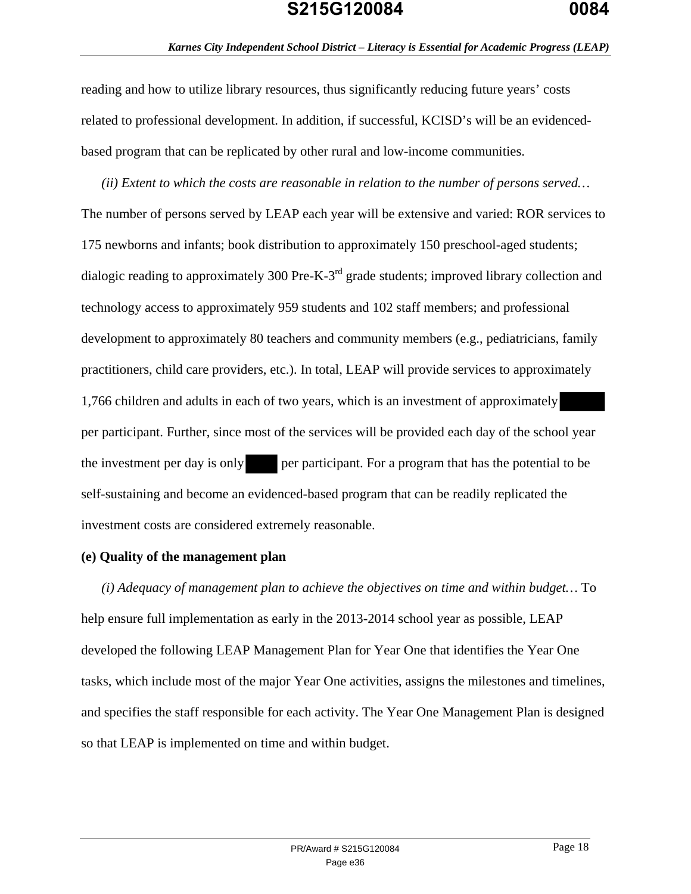reading and how to utilize library resources, thus significantly reducing future years' costs related to professional development. In addition, if successful, KCISD's will be an evidenced-based program that can be replicated by other rural and low-income communities.

*(ii) Extent to which the costs are reasonable in relation to the number of persons served…* The number of persons served by LEAP each year will be extensive and varied: ROR services to 175 newborns and infants; book distribution to approximately 150 preschool-aged students; dialogic reading to approximately 300 Pre-K-3rd grade students; improved library collection and technology access to approximately 959 students and 102 staff members; and professional development to approximately 80 teachers and community members (e.g., pediatricians, family practitioners, child care providers, etc.). In total, LEAP will provide services to approximately 1,766 children and adults in each of two years, which is an investment of approximately per participant. Further, since most of the services will be provided each day of the school year the investment per day is only per participant. For a program that has the potential to be self-sustaining and become an evidenced-based program that can be readily replicated the investment costs are considered extremely reasonable.

**(e) Quality of the management plan**

*(i) Adequacy of management plan to achieve the objectives on time and within budget…* To help ensure full implementation as early in the 2013-2014 school year as possible, LEAP developed the following LEAP Management Plan for Year One that identifies the Year One tasks, which include most of the major Year One activities, assigns the milestones and timelines, and specifies the staff responsible for each activity. The Year One Management Plan is designed so that LEAP is implemented on time and within budget.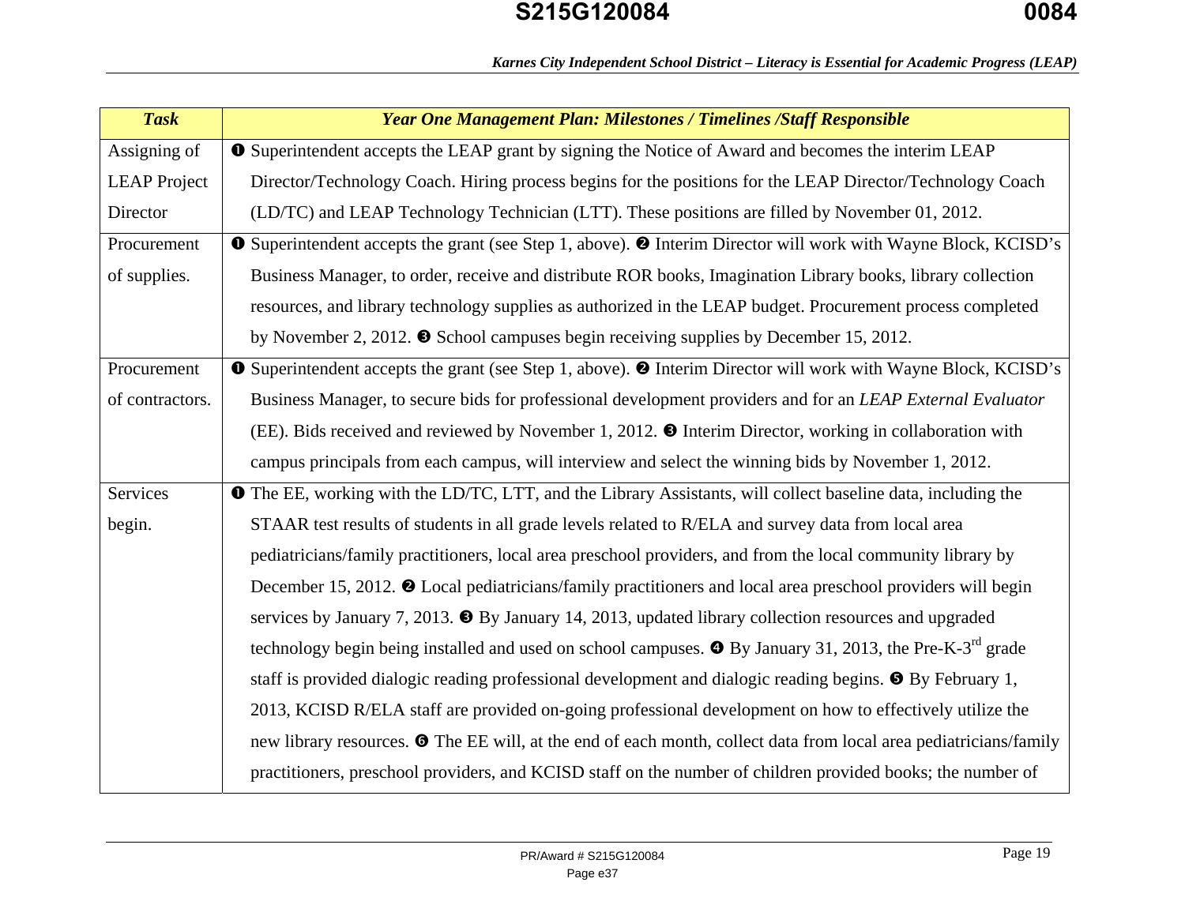| *Task* | *Year One Management Plan: Milestones / Timelines /Staff Responsible* |
|---|---|
| Assigning of LEAP Project Director | ❶ Superintendent accepts the LEAP grant by signing the Notice of Award and becomes the interim LEAP Director/Technology Coach. Hiring process begins for the positions for the LEAP Director/Technology Coach (LD/TC) and LEAP Technology Technician (LTT). These positions are filled by November 01, 2012. |
| Procurement of supplies. | ❶ Superintendent accepts the grant (see Step 1, above). ❷ Interim Director will work with Wayne Block, KCISD's Business Manager, to order, receive and distribute ROR books, Imagination Library books, library collection resources, and library technology supplies as authorized in the LEAP budget. Procurement process completed by November 2, 2012. ❸ School campuses begin receiving supplies by December 15, 2012. |
| Procurement of contractors. | ❶ Superintendent accepts the grant (see Step 1, above). ❷ Interim Director will work with Wayne Block, KCISD's Business Manager, to secure bids for professional development providers and for an *LEAP External Evaluator* (EE). Bids received and reviewed by November 1, 2012. ❸ Interim Director, working in collaboration with campus principals from each campus, will interview and select the winning bids by November 1, 2012. |
| Services begin. | ❶ The EE, working with the LD/TC, LTT, and the Library Assistants, will collect baseline data, including the STAAR test results of students in all grade levels related to R/ELA and survey data from local area pediatricians/family practitioners, local area preschool providers, and from the local community library by December 15, 2012. ❷ Local pediatricians/family practitioners and local area preschool providers will begin services by January 7, 2013. ❸ By January 14, 2013, updated library collection resources and upgraded technology begin being installed and used on school campuses. ❹ By January 31, 2013, the Pre-K-3rd grade staff is provided dialogic reading professional development and dialogic reading begins. ❺ By February 1, 2013, KCISD R/ELA staff are provided on-going professional development on how to effectively utilize the new library resources. ❻ The EE will, at the end of each month, collect data from local area pediatricians/family practitioners, preschool providers, and KCISD staff on the number of children provided books; the number of |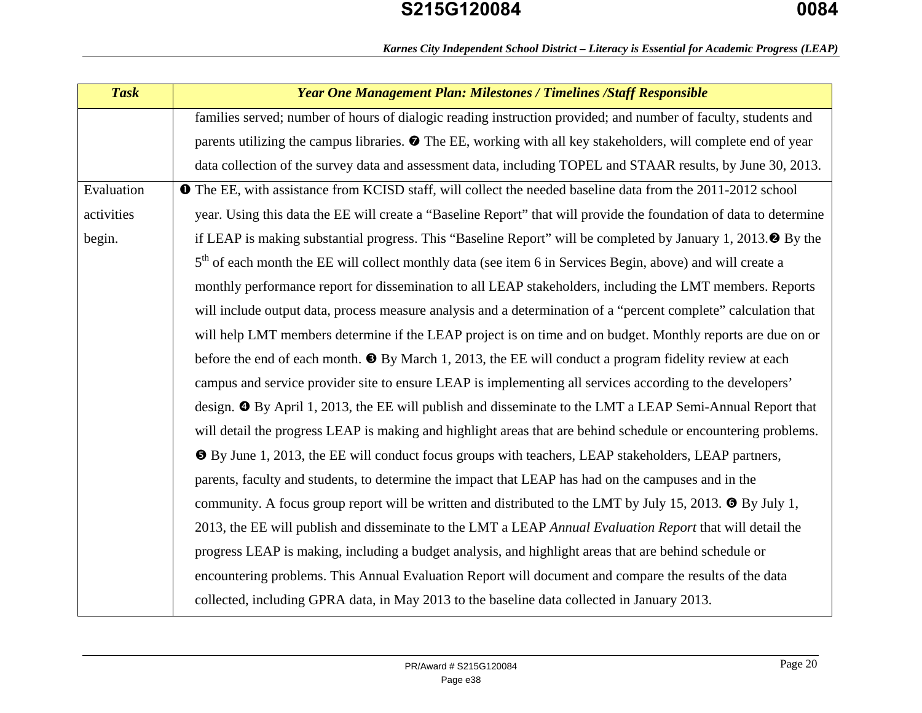| *Task* | *Year One Management Plan: Milestones / Timelines /Staff Responsible* |
|---|---|
| | families served; number of hours of dialogic reading instruction provided; and number of faculty, students and parents utilizing the campus libraries. ❼ The EE, working with all key stakeholders, will complete end of year data collection of the survey data and assessment data, including TOPEL and STAAR results, by June 30, 2013. |
| Evaluation activities begin. | ❶ The EE, with assistance from KCISD staff, will collect the needed baseline data from the 2011-2012 school year. Using this data the EE will create a "Baseline Report" that will provide the foundation of data to determine if LEAP is making substantial progress. This "Baseline Report" will be completed by January 1, 2013.❷ By the 5th of each month the EE will collect monthly data (see item 6 in Services Begin, above) and will create a monthly performance report for dissemination to all LEAP stakeholders, including the LMT members. Reports will include output data, process measure analysis and a determination of a "percent complete" calculation that will help LMT members determine if the LEAP project is on time and on budget. Monthly reports are due on or before the end of each month. ❸ By March 1, 2013, the EE will conduct a program fidelity review at each campus and service provider site to ensure LEAP is implementing all services according to the developers' design. ❹ By April 1, 2013, the EE will publish and disseminate to the LMT a LEAP Semi-Annual Report that will detail the progress LEAP is making and highlight areas that are behind schedule or encountering problems. ❺ By June 1, 2013, the EE will conduct focus groups with teachers, LEAP stakeholders, LEAP partners, parents, faculty and students, to determine the impact that LEAP has had on the campuses and in the community. A focus group report will be written and distributed to the LMT by July 15, 2013. ❻ By July 1, 2013, the EE will publish and disseminate to the LMT a LEAP *Annual Evaluation Report* that will detail the progress LEAP is making, including a budget analysis, and highlight areas that are behind schedule or encountering problems. This Annual Evaluation Report will document and compare the results of the data collected, including GPRA data, in May 2013 to the baseline data collected in January 2013. |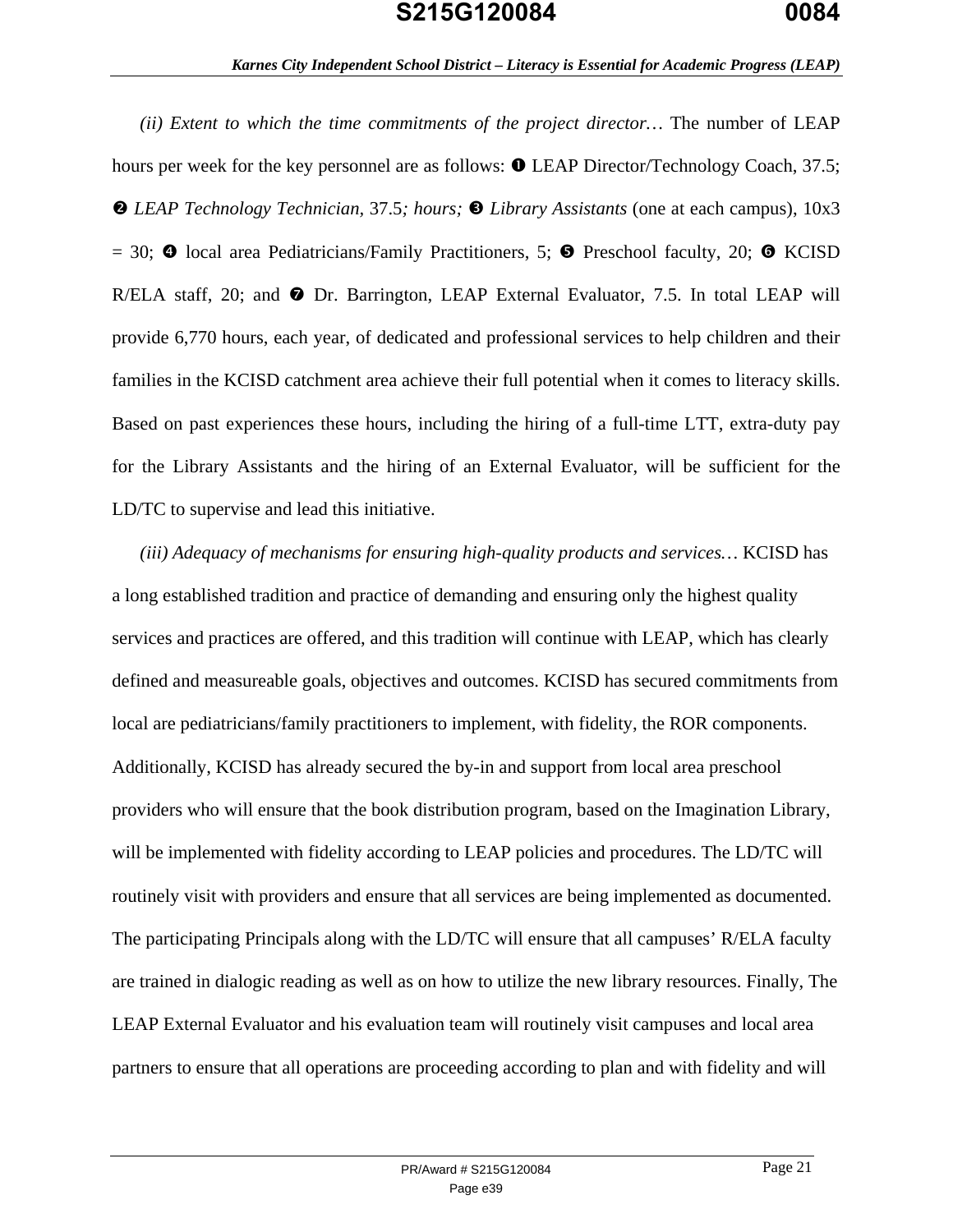*(ii) Extent to which the time commitments of the project director…* The number of LEAP hours per week for the key personnel are as follows: ❶ LEAP Director/Technology Coach, 37.5; ❷ *LEAP Technology Technician*, 37.5*; hours;* ❸ *Library Assistants* (one at each campus), 10x3 = 30; ❹ local area Pediatricians/Family Practitioners, 5; ❺ Preschool faculty, 20; ❻ KCISD R/ELA staff, 20; and ❼ Dr. Barrington, LEAP External Evaluator, 7.5. In total LEAP will provide 6,770 hours, each year, of dedicated and professional services to help children and their families in the KCISD catchment area achieve their full potential when it comes to literacy skills. Based on past experiences these hours, including the hiring of a full-time LTT, extra-duty pay for the Library Assistants and the hiring of an External Evaluator, will be sufficient for the LD/TC to supervise and lead this initiative.

*(iii) Adequacy of mechanisms for ensuring high-quality products and services…* KCISD has a long established tradition and practice of demanding and ensuring only the highest quality services and practices are offered, and this tradition will continue with LEAP, which has clearly defined and measureable goals, objectives and outcomes. KCISD has secured commitments from local are pediatricians/family practitioners to implement, with fidelity, the ROR components. Additionally, KCISD has already secured the by-in and support from local area preschool providers who will ensure that the book distribution program, based on the Imagination Library, will be implemented with fidelity according to LEAP policies and procedures. The LD/TC will routinely visit with providers and ensure that all services are being implemented as documented. The participating Principals along with the LD/TC will ensure that all campuses' R/ELA faculty are trained in dialogic reading as well as on how to utilize the new library resources. Finally, The LEAP External Evaluator and his evaluation team will routinely visit campuses and local area partners to ensure that all operations are proceeding according to plan and with fidelity and will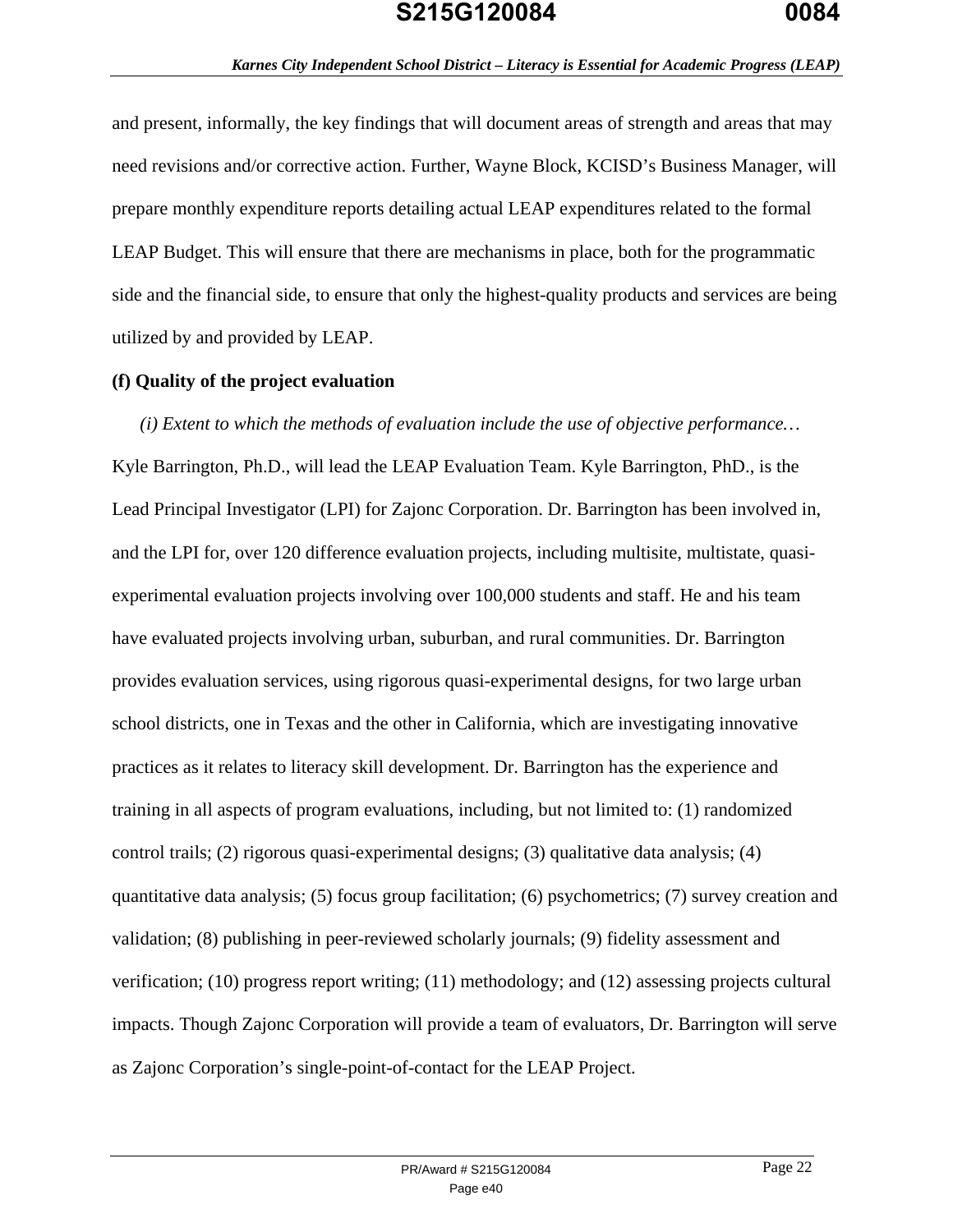and present, informally, the key findings that will document areas of strength and areas that may need revisions and/or corrective action. Further, Wayne Block, KCISD's Business Manager, will prepare monthly expenditure reports detailing actual LEAP expenditures related to the formal LEAP Budget. This will ensure that there are mechanisms in place, both for the programmatic side and the financial side, to ensure that only the highest-quality products and services are being utilized by and provided by LEAP.

**(f) Quality of the project evaluation**

*(i) Extent to which the methods of evaluation include the use of objective performance…*

Kyle Barrington, Ph.D., will lead the LEAP Evaluation Team. Kyle Barrington, PhD., is the Lead Principal Investigator (LPI) for Zajonc Corporation. Dr. Barrington has been involved in, and the LPI for, over 120 difference evaluation projects, including multisite, multistate, quasi-experimental evaluation projects involving over 100,000 students and staff. He and his team have evaluated projects involving urban, suburban, and rural communities. Dr. Barrington provides evaluation services, using rigorous quasi-experimental designs, for two large urban school districts, one in Texas and the other in California, which are investigating innovative practices as it relates to literacy skill development. Dr. Barrington has the experience and training in all aspects of program evaluations, including, but not limited to: (1) randomized control trails; (2) rigorous quasi-experimental designs; (3) qualitative data analysis; (4) quantitative data analysis; (5) focus group facilitation; (6) psychometrics; (7) survey creation and validation; (8) publishing in peer-reviewed scholarly journals; (9) fidelity assessment and verification; (10) progress report writing; (11) methodology; and (12) assessing projects cultural impacts. Though Zajonc Corporation will provide a team of evaluators, Dr. Barrington will serve as Zajonc Corporation's single-point-of-contact for the LEAP Project.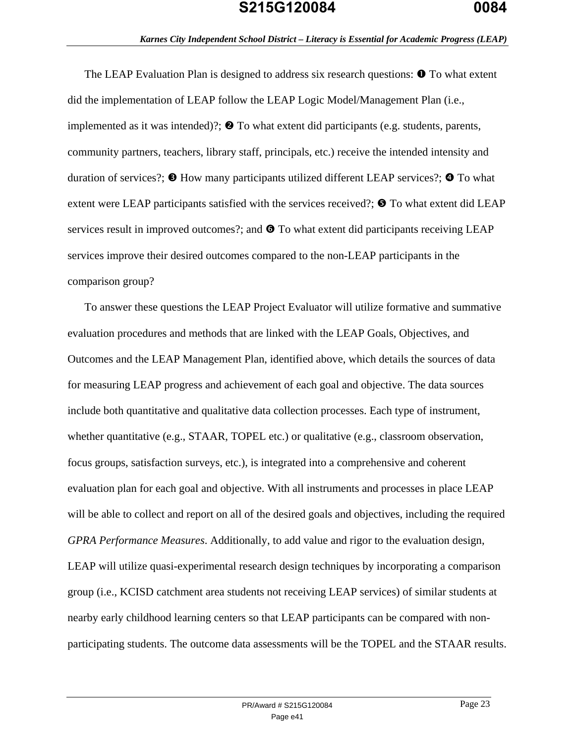The LEAP Evaluation Plan is designed to address six research questions: ❶ To what extent did the implementation of LEAP follow the LEAP Logic Model/Management Plan (i.e., implemented as it was intended)?; ❷ To what extent did participants (e.g. students, parents, community partners, teachers, library staff, principals, etc.) receive the intended intensity and duration of services?; ❸ How many participants utilized different LEAP services?; ❹ To what extent were LEAP participants satisfied with the services received?; ❺ To what extent did LEAP services result in improved outcomes?; and ❻ To what extent did participants receiving LEAP services improve their desired outcomes compared to the non-LEAP participants in the comparison group?

To answer these questions the LEAP Project Evaluator will utilize formative and summative evaluation procedures and methods that are linked with the LEAP Goals, Objectives, and Outcomes and the LEAP Management Plan, identified above, which details the sources of data for measuring LEAP progress and achievement of each goal and objective. The data sources include both quantitative and qualitative data collection processes. Each type of instrument, whether quantitative (e.g., STAAR, TOPEL etc.) or qualitative (e.g., classroom observation, focus groups, satisfaction surveys, etc.), is integrated into a comprehensive and coherent evaluation plan for each goal and objective. With all instruments and processes in place LEAP will be able to collect and report on all of the desired goals and objectives, including the required *GPRA Performance Measures*. Additionally, to add value and rigor to the evaluation design, LEAP will utilize quasi-experimental research design techniques by incorporating a comparison group (i.e., KCISD catchment area students not receiving LEAP services) of similar students at nearby early childhood learning centers so that LEAP participants can be compared with non-participating students. The outcome data assessments will be the TOPEL and the STAAR results.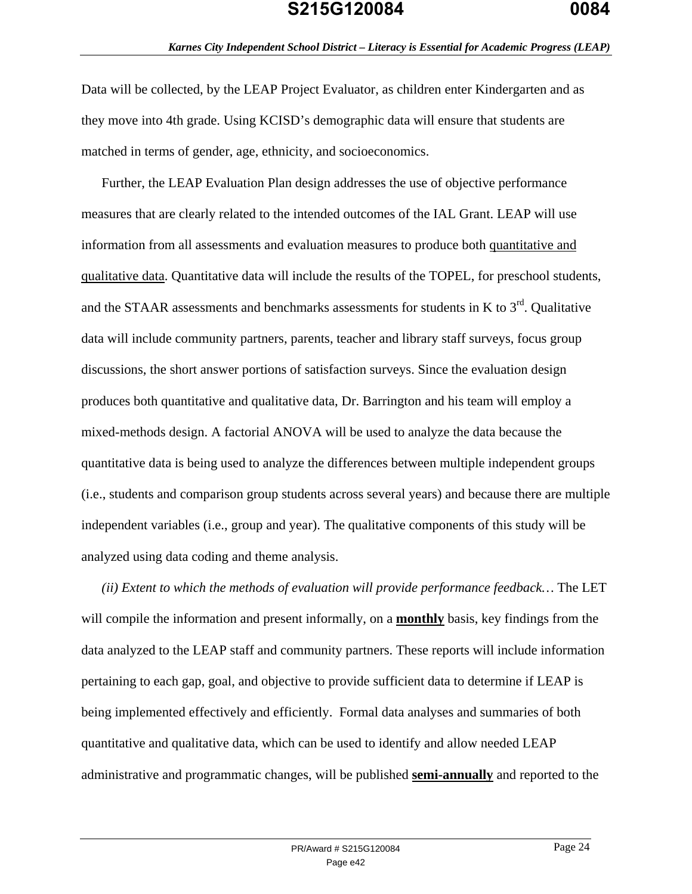Data will be collected, by the LEAP Project Evaluator, as children enter Kindergarten and as they move into 4th grade. Using KCISD's demographic data will ensure that students are matched in terms of gender, age, ethnicity, and socioeconomics.

Further, the LEAP Evaluation Plan design addresses the use of objective performance measures that are clearly related to the intended outcomes of the IAL Grant. LEAP will use information from all assessments and evaluation measures to produce both <u>quantitative and qualitative data</u>. Quantitative data will include the results of the TOPEL, for preschool students, and the STAAR assessments and benchmarks assessments for students in K to 3rd. Qualitative data will include community partners, parents, teacher and library staff surveys, focus group discussions, the short answer portions of satisfaction surveys. Since the evaluation design produces both quantitative and qualitative data, Dr. Barrington and his team will employ a mixed-methods design. A factorial ANOVA will be used to analyze the data because the quantitative data is being used to analyze the differences between multiple independent groups (i.e., students and comparison group students across several years) and because there are multiple independent variables (i.e., group and year). The qualitative components of this study will be analyzed using data coding and theme analysis.

*(ii) Extent to which the methods of evaluation will provide performance feedback…* The LET will compile the information and present informally, on a **<u>monthly</u>** basis, key findings from the data analyzed to the LEAP staff and community partners. These reports will include information pertaining to each gap, goal, and objective to provide sufficient data to determine if LEAP is being implemented effectively and efficiently. Formal data analyses and summaries of both quantitative and qualitative data, which can be used to identify and allow needed LEAP administrative and programmatic changes, will be published **<u>semi-annually</u>** and reported to the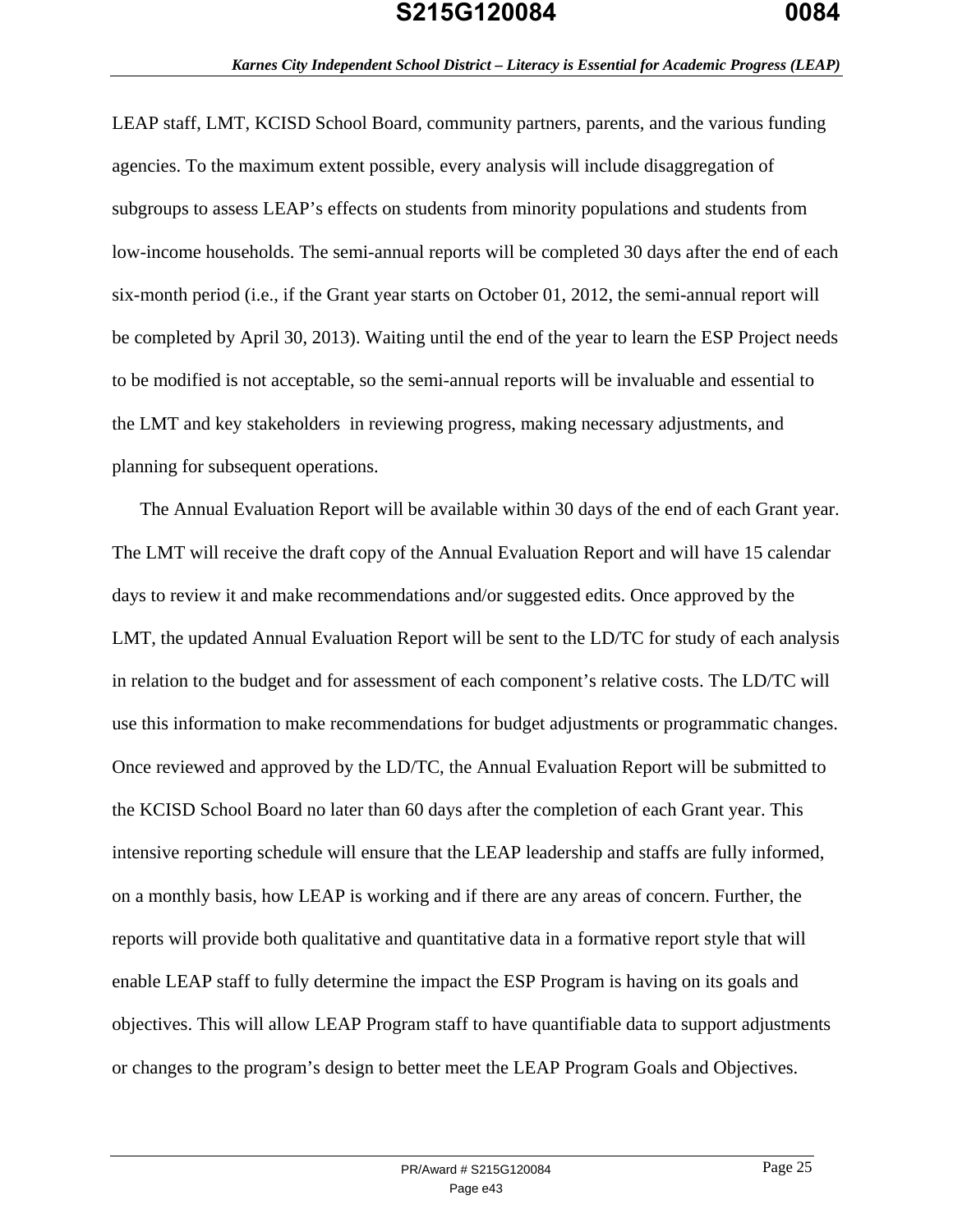LEAP staff, LMT, KCISD School Board, community partners, parents, and the various funding agencies. To the maximum extent possible, every analysis will include disaggregation of subgroups to assess LEAP's effects on students from minority populations and students from low-income households. The semi-annual reports will be completed 30 days after the end of each six-month period (i.e., if the Grant year starts on October 01, 2012, the semi-annual report will be completed by April 30, 2013). Waiting until the end of the year to learn the ESP Project needs to be modified is not acceptable, so the semi-annual reports will be invaluable and essential to the LMT and key stakeholders in reviewing progress, making necessary adjustments, and planning for subsequent operations.

The Annual Evaluation Report will be available within 30 days of the end of each Grant year. The LMT will receive the draft copy of the Annual Evaluation Report and will have 15 calendar days to review it and make recommendations and/or suggested edits. Once approved by the LMT, the updated Annual Evaluation Report will be sent to the LD/TC for study of each analysis in relation to the budget and for assessment of each component's relative costs. The LD/TC will use this information to make recommendations for budget adjustments or programmatic changes. Once reviewed and approved by the LD/TC, the Annual Evaluation Report will be submitted to the KCISD School Board no later than 60 days after the completion of each Grant year. This intensive reporting schedule will ensure that the LEAP leadership and staffs are fully informed, on a monthly basis, how LEAP is working and if there are any areas of concern. Further, the reports will provide both qualitative and quantitative data in a formative report style that will enable LEAP staff to fully determine the impact the ESP Program is having on its goals and objectives. This will allow LEAP Program staff to have quantifiable data to support adjustments or changes to the program's design to better meet the LEAP Program Goals and Objectives.